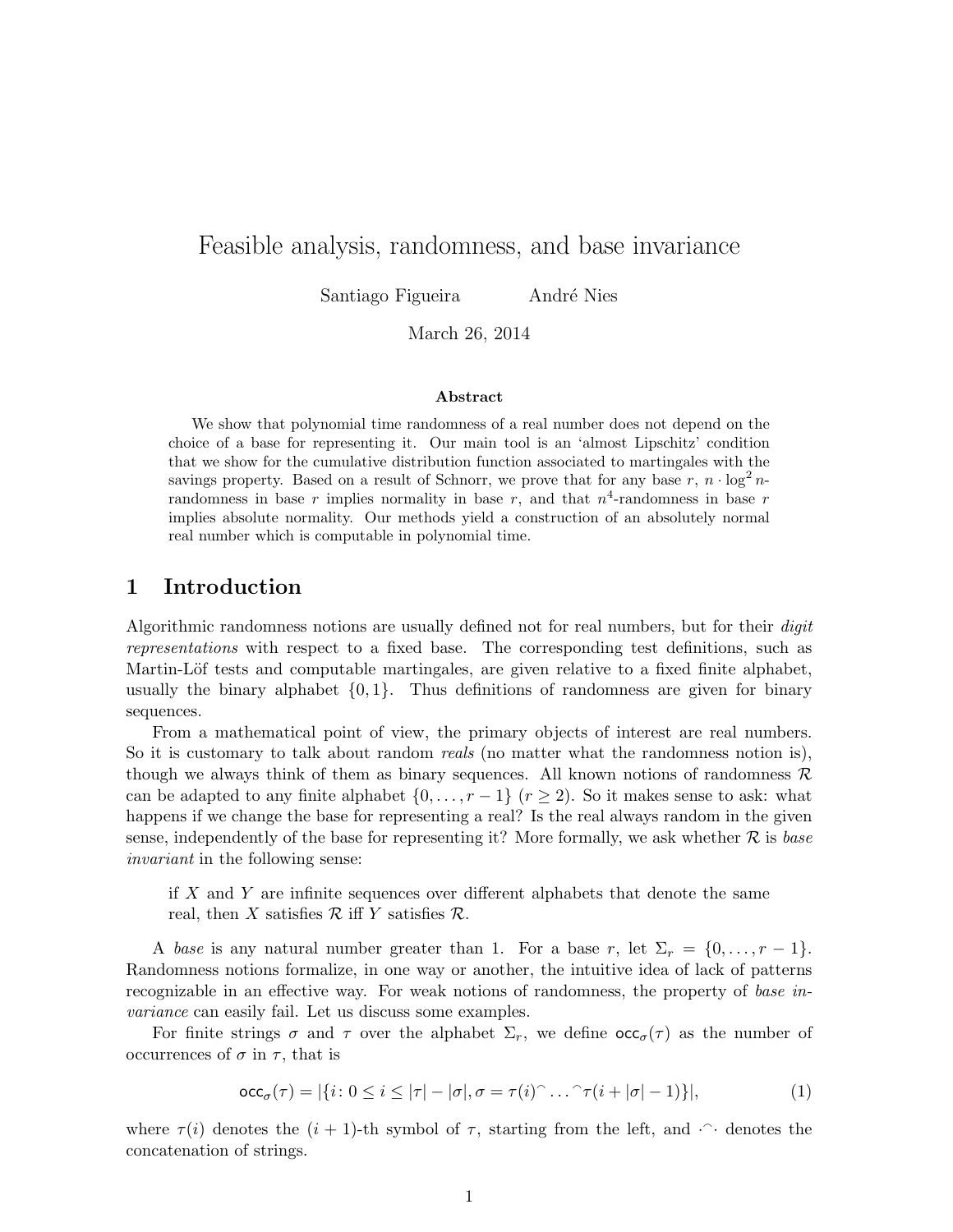# Feasible analysis, randomness, and base invariance

Santiago Figueira André Nies

March 26, 2014

### Abstract

We show that polynomial time randomness of a real number does not depend on the choice of a base for representing it. Our main tool is an 'almost Lipschitz' condition that we show for the cumulative distribution function associated to martingales with the savings property. Based on a result of Schnorr, we prove that for any base $r$, $n \cdot \log^2 n$-randomness in base $r$ implies normality in base $r$, and that $n^4$-randomness in base $r$ implies absolute normality. Our methods yield a construction of an absolutely normal real number which is computable in polynomial time.

## 1 Introduction

Algorithmic randomness notions are usually defined not for real numbers, but for their *digit representations* with respect to a fixed base. The corresponding test definitions, such as Martin-Löf tests and computable martingales, are given relative to a fixed finite alphabet, usually the binary alphabet $\{0, 1\}$. Thus definitions of randomness are given for binary sequences.

From a mathematical point of view, the primary objects of interest are real numbers. So it is customary to talk about random *reals* (no matter what the randomness notion is), though we always think of them as binary sequences. All known notions of randomness $\mathcal{R}$ can be adapted to any finite alphabet $\{0, \dots, r-1\}$ ($r \geq 2$). So it makes sense to ask: what happens if we change the base for representing a real? Is the real always random in the given sense, independently of the base for representing it? More formally, we ask whether $\mathcal{R}$ is *base invariant* in the following sense:

> if $X$ and $Y$ are infinite sequences over different alphabets that denote the same real, then $X$ satisfies $\mathcal{R}$ iff $Y$ satisfies $\mathcal{R}$.

A *base* is any natural number greater than 1. For a base $r$, let $\Sigma_r = \{0, \dots, r-1\}$. Randomness notions formalize, in one way or another, the intuitive idea of lack of patterns recognizable in an effective way. For weak notions of randomness, the property of *base invariance* can easily fail. Let us discuss some examples.

For finite strings $\sigma$ and $\tau$ over the alphabet $\Sigma_r$, we define $\mathsf{occ}_\sigma(\tau)$ as the number of occurrences of $\sigma$ in $\tau$, that is

$$\mathsf{occ}_\sigma(\tau) = |\{i : 0 \leq i \leq |\tau| - |\sigma|, \sigma = \tau(i)^\frown \dots ^\frown \tau(i + |\sigma| - 1)\}|, \tag{1}$$

where $\tau(i)$ denotes the $(i+1)$-th symbol of $\tau$, starting from the left, and $\cdot^\frown\cdot$ denotes the concatenation of strings.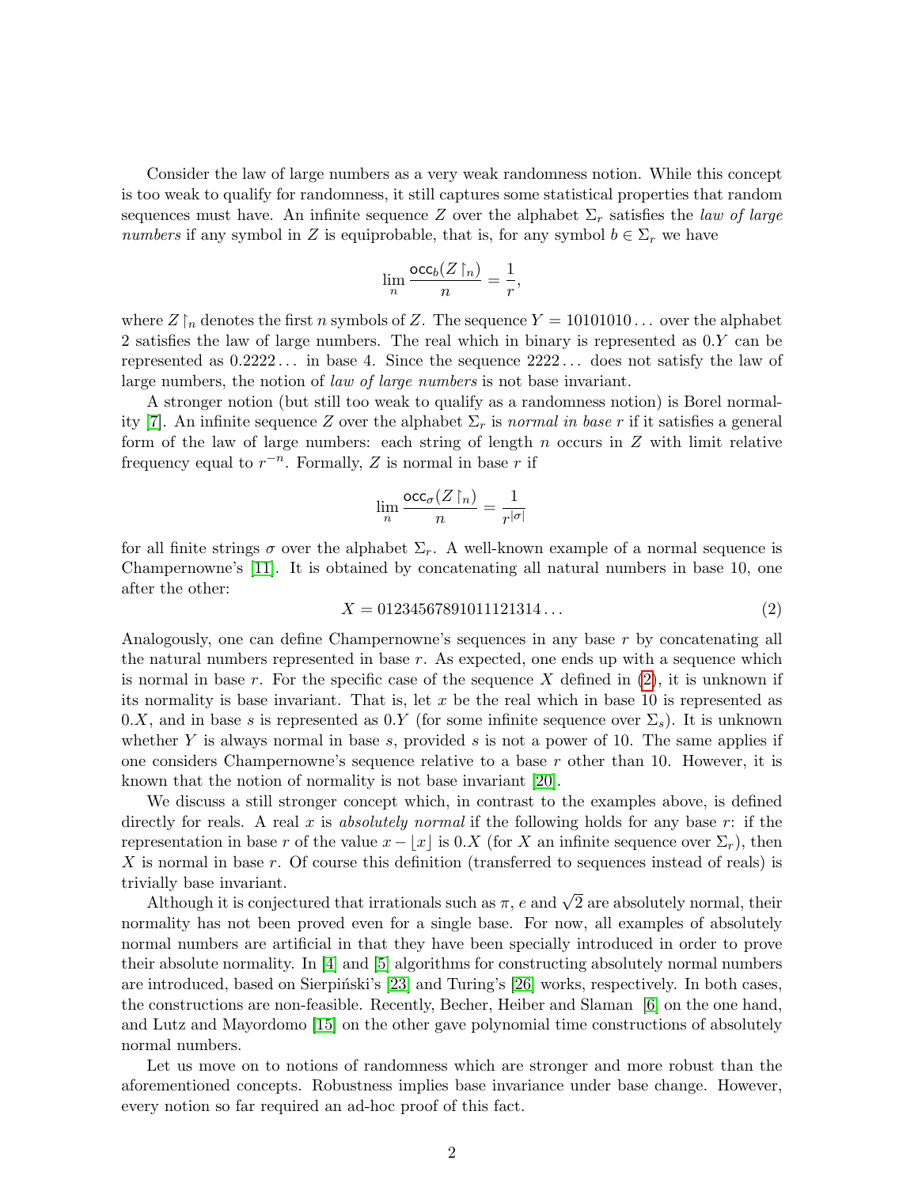Consider the law of large numbers as a very weak randomness notion. While this concept is too weak to qualify for randomness, it still captures some statistical properties that random sequences must have. An infinite sequence $Z$ over the alphabet $\Sigma_r$ satisfies the *law of large numbers* if any symbol in $Z$ is equiprobable, that is, for any symbol $b \in \Sigma_r$ we have

$$\lim_n \frac{\mathsf{occ}_b(Z\restriction_n)}{n} = \frac{1}{r},$$

where $Z\restriction_n$ denotes the first $n$ symbols of $Z$. The sequence $Y = 10101010\ldots$ over the alphabet 2 satisfies the law of large numbers. The real which in binary is represented as $0.Y$ can be represented as $0.2222\ldots$ in base 4. Since the sequence $2222\ldots$ does not satisfy the law of large numbers, the notion of *law of large numbers* is not base invariant.

A stronger notion (but still too weak to qualify as a randomness notion) is Borel normality [7]. An infinite sequence $Z$ over the alphabet $\Sigma_r$ is *normal in base r* if it satisfies a general form of the law of large numbers: each string of length $n$ occurs in $Z$ with limit relative frequency equal to $r^{-n}$. Formally, $Z$ is normal in base $r$ if

$$\lim_n \frac{\mathsf{occ}_\sigma(Z\restriction_n)}{n} = \frac{1}{r^{|\sigma|}}$$

for all finite strings $\sigma$ over the alphabet $\Sigma_r$. A well-known example of a normal sequence is Champernowne's [11]. It is obtained by concatenating all natural numbers in base 10, one after the other:

$$X = 01234567891011121314\ldots \tag{2}$$

Analogously, one can define Champernowne's sequences in any base $r$ by concatenating all the natural numbers represented in base $r$. As expected, one ends up with a sequence which is normal in base $r$. For the specific case of the sequence $X$ defined in (2), it is unknown if its normality is base invariant. That is, let $x$ be the real which in base 10 is represented as $0.X$, and in base $s$ is represented as $0.Y$ (for some infinite sequence over $\Sigma_s$). It is unknown whether $Y$ is always normal in base $s$, provided $s$ is not a power of 10. The same applies if one considers Champernowne's sequence relative to a base $r$ other than 10. However, it is known that the notion of normality is not base invariant [20].

We discuss a still stronger concept which, in contrast to the examples above, is defined directly for reals. A real $x$ is *absolutely normal* if the following holds for any base $r$: if the representation in base $r$ of the value $x - \lfloor x \rfloor$ is $0.X$ (for $X$ an infinite sequence over $\Sigma_r$), then $X$ is normal in base $r$. Of course this definition (transferred to sequences instead of reals) is trivially base invariant.

Although it is conjectured that irrationals such as $\pi$, $e$ and $\sqrt{2}$ are absolutely normal, their normality has not been proved even for a single base. For now, all examples of absolutely normal numbers are artificial in that they have been specially introduced in order to prove their absolute normality. In [4] and [5] algorithms for constructing absolutely normal numbers are introduced, based on Sierpiński's [23] and Turing's [26] works, respectively. In both cases, the constructions are non-feasible. Recently, Becher, Heiber and Slaman [6] on the one hand, and Lutz and Mayordomo [15] on the other gave polynomial time constructions of absolutely normal numbers.

Let us move on to notions of randomness which are stronger and more robust than the aforementioned concepts. Robustness implies base invariance under base change. However, every notion so far required an ad-hoc proof of this fact.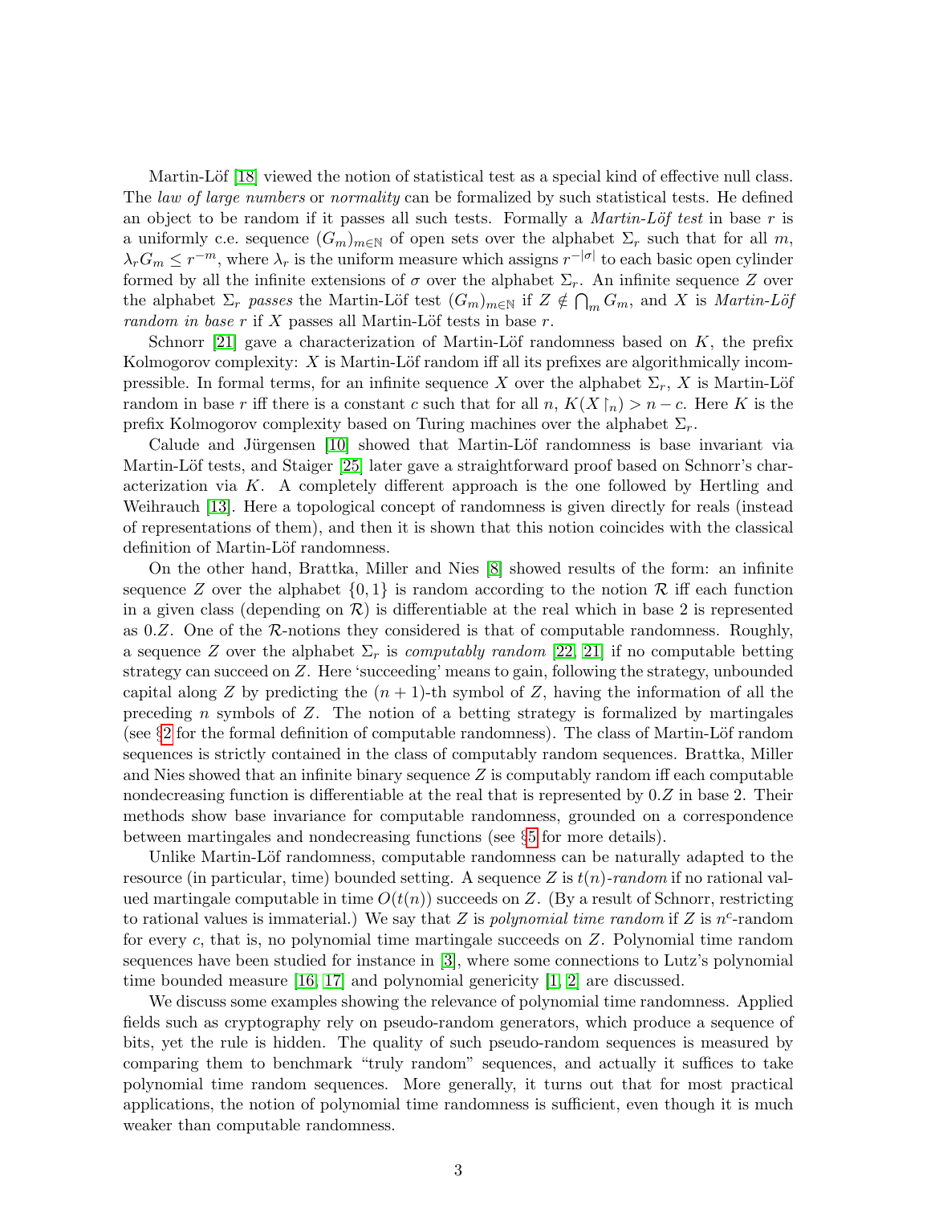Martin-Löf [18] viewed the notion of statistical test as a special kind of effective null class. The *law of large numbers* or *normality* can be formalized by such statistical tests. He defined an object to be random if it passes all such tests. Formally a *Martin-Löf test* in base $r$ is a uniformly c.e. sequence $(G_m)_{m\in\mathbb{N}}$ of open sets over the alphabet $\Sigma_r$ such that for all $m$, $\lambda_r G_m \leq r^{-m}$, where $\lambda_r$ is the uniform measure which assigns $r^{-|\sigma|}$ to each basic open cylinder formed by all the infinite extensions of $\sigma$ over the alphabet $\Sigma_r$. An infinite sequence $Z$ over the alphabet $\Sigma_r$ *passes* the Martin-Löf test $(G_m)_{m\in\mathbb{N}}$ if $Z \notin \bigcap_m G_m$, and $X$ is *Martin-Löf random in base* $r$ if $X$ passes all Martin-Löf tests in base $r$.

Schnorr [21] gave a characterization of Martin-Löf randomness based on $K$, the prefix Kolmogorov complexity: $X$ is Martin-Löf random iff all its prefixes are algorithmically incompressible. In formal terms, for an infinite sequence $X$ over the alphabet $\Sigma_r$, $X$ is Martin-Löf random in base $r$ iff there is a constant $c$ such that for all $n$, $K(X\upharpoonright_n) > n - c$. Here $K$ is the prefix Kolmogorov complexity based on Turing machines over the alphabet $\Sigma_r$.

Calude and Jürgensen [10] showed that Martin-Löf randomness is base invariant via Martin-Löf tests, and Staiger [25] later gave a straightforward proof based on Schnorr's characterization via $K$. A completely different approach is the one followed by Hertling and Weihrauch [13]. Here a topological concept of randomness is given directly for reals (instead of representations of them), and then it is shown that this notion coincides with the classical definition of Martin-Löf randomness.

On the other hand, Brattka, Miller and Nies [8] showed results of the form: an infinite sequence $Z$ over the alphabet $\{0, 1\}$ is random according to the notion $\mathcal{R}$ iff each function in a given class (depending on $\mathcal{R}$) is differentiable at the real which in base 2 is represented as $0.Z$. One of the $\mathcal{R}$-notions they considered is that of computable randomness. Roughly, a sequence $Z$ over the alphabet $\Sigma_r$ is *computably random* [22, 21] if no computable betting strategy can succeed on $Z$. Here 'succeeding' means to gain, following the strategy, unbounded capital along $Z$ by predicting the $(n+1)$-th symbol of $Z$, having the information of all the preceding $n$ symbols of $Z$. The notion of a betting strategy is formalized by martingales (see §2 for the formal definition of computable randomness). The class of Martin-Löf random sequences is strictly contained in the class of computably random sequences. Brattka, Miller and Nies showed that an infinite binary sequence $Z$ is computably random iff each computable nondecreasing function is differentiable at the real that is represented by $0.Z$ in base 2. Their methods show base invariance for computable randomness, grounded on a correspondence between martingales and nondecreasing functions (see §5 for more details).

Unlike Martin-Löf randomness, computable randomness can be naturally adapted to the resource (in particular, time) bounded setting. A sequence $Z$ is $t(n)$*-random* if no rational valued martingale computable in time $O(t(n))$ succeeds on $Z$. (By a result of Schnorr, restricting to rational values is immaterial.) We say that $Z$ is *polynomial time random* if $Z$ is $n^c$-random for every $c$, that is, no polynomial time martingale succeeds on $Z$. Polynomial time random sequences have been studied for instance in [3], where some connections to Lutz's polynomial time bounded measure [16, 17] and polynomial genericity [1, 2] are discussed.

We discuss some examples showing the relevance of polynomial time randomness. Applied fields such as cryptography rely on pseudo-random generators, which produce a sequence of bits, yet the rule is hidden. The quality of such pseudo-random sequences is measured by comparing them to benchmark "truly random" sequences, and actually it suffices to take polynomial time random sequences. More generally, it turns out that for most practical applications, the notion of polynomial time randomness is sufficient, even though it is much weaker than computable randomness.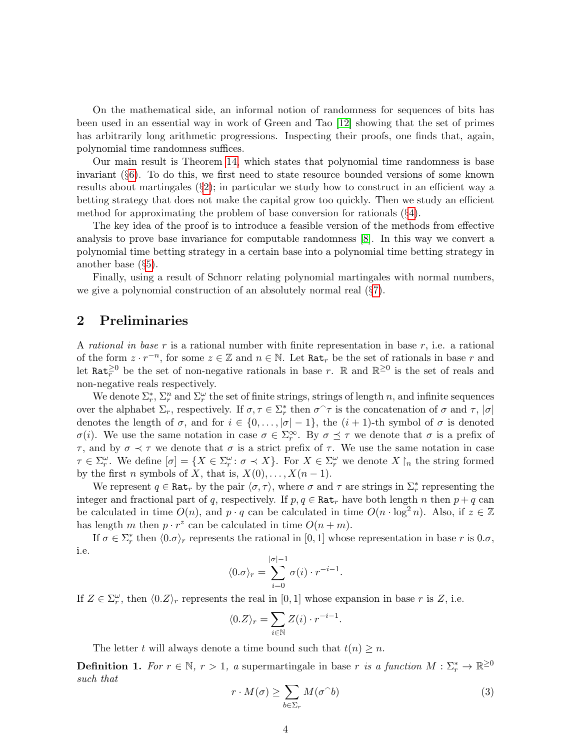On the mathematical side, an informal notion of randomness for sequences of bits has been used in an essential way in work of Green and Tao [12] showing that the set of primes has arbitrarily long arithmetic progressions. Inspecting their proofs, one finds that, again, polynomial time randomness suffices.

Our main result is Theorem 14, which states that polynomial time randomness is base invariant (§6). To do this, we first need to state resource bounded versions of some known results about martingales (§2); in particular we study how to construct in an efficient way a betting strategy that does not make the capital grow too quickly. Then we study an efficient method for approximating the problem of base conversion for rationals (§4).

The key idea of the proof is to introduce a feasible version of the methods from effective analysis to prove base invariance for computable randomness [8]. In this way we convert a polynomial time betting strategy in a certain base into a polynomial time betting strategy in another base (§5).

Finally, using a result of Schnorr relating polynomial martingales with normal numbers, we give a polynomial construction of an absolutely normal real (§7).

## 2 Preliminaries

A *rational in base* $r$ is a rational number with finite representation in base $r$, i.e. a rational of the form $z \cdot r^{-n}$, for some $z \in \mathbb{Z}$ and $n \in \mathbb{N}$. Let $\mathtt{Rat}_r$ be the set of rationals in base $r$ and let $\mathtt{Rat}_r^{\geq 0}$ be the set of non-negative rationals in base $r$. $\mathbb{R}$ and $\mathbb{R}^{\geq 0}$ is the set of reals and non-negative reals respectively.

We denote $\Sigma_r^*$, $\Sigma_r^n$ and $\Sigma_r^\omega$ the set of finite strings, strings of length $n$, and infinite sequences over the alphabet $\Sigma_r$, respectively. If $\sigma, \tau \in \Sigma_r^*$ then $\sigma^\frown\tau$ is the concatenation of $\sigma$ and $\tau$, $|\sigma|$ denotes the length of $\sigma$, and for $i \in \{0, \ldots, |\sigma| - 1\}$, the $(i+1)$-th symbol of $\sigma$ is denoted $\sigma(i)$. We use the same notation in case $\sigma \in \Sigma_r^\infty$. By $\sigma \preceq \tau$ we denote that $\sigma$ is a prefix of $\tau$, and by $\sigma \prec \tau$ we denote that $\sigma$ is a strict prefix of $\tau$. We use the same notation in case $\tau \in \Sigma_r^\omega$. We define $[\sigma] = \{X \in \Sigma_r^\omega \colon \sigma \prec X\}$. For $X \in \Sigma_r^\omega$ we denote $X \upharpoonright_n$ the string formed by the first $n$ symbols of $X$, that is, $X(0), \ldots, X(n-1)$.

We represent $q \in \mathtt{Rat}_r$ by the pair $\langle \sigma, \tau \rangle$, where $\sigma$ and $\tau$ are strings in $\Sigma_r^*$ representing the integer and fractional part of $q$, respectively. If $p, q \in \mathtt{Rat}_r$ have both length $n$ then $p + q$ can be calculated in time $O(n)$, and $p \cdot q$ can be calculated in time $O(n \cdot \log^2 n)$. Also, if $z \in \mathbb{Z}$ has length $m$ then $p \cdot r^z$ can be calculated in time $O(n + m)$.

If $\sigma \in \Sigma_r^*$ then $\langle 0.\sigma \rangle_r$ represents the rational in $[0, 1]$ whose representation in base $r$ is $0.\sigma$, i.e.

$$\langle 0.\sigma \rangle_r = \sum_{i=0}^{|\sigma|-1} \sigma(i) \cdot r^{-i-1}.$$

If $Z \in \Sigma_r^\omega$, then $\langle 0.Z \rangle_r$ represents the real in $[0, 1]$ whose expansion in base $r$ is $Z$, i.e.

$$\langle 0.Z \rangle_r = \sum_{i \in \mathbb{N}} Z(i) \cdot r^{-i-1}.$$

The letter $t$ will always denote a time bound such that $t(n) \geq n$.

**Definition 1.** *For $r \in \mathbb{N}$, $r > 1$, a* supermartingale in base $r$ *is a function $M : \Sigma_r^* \to \mathbb{R}^{\geq 0}$ such that*

$$r \cdot M(\sigma) \geq \sum_{b \in \Sigma_r} M(\sigma^\frown b) \tag{3}$$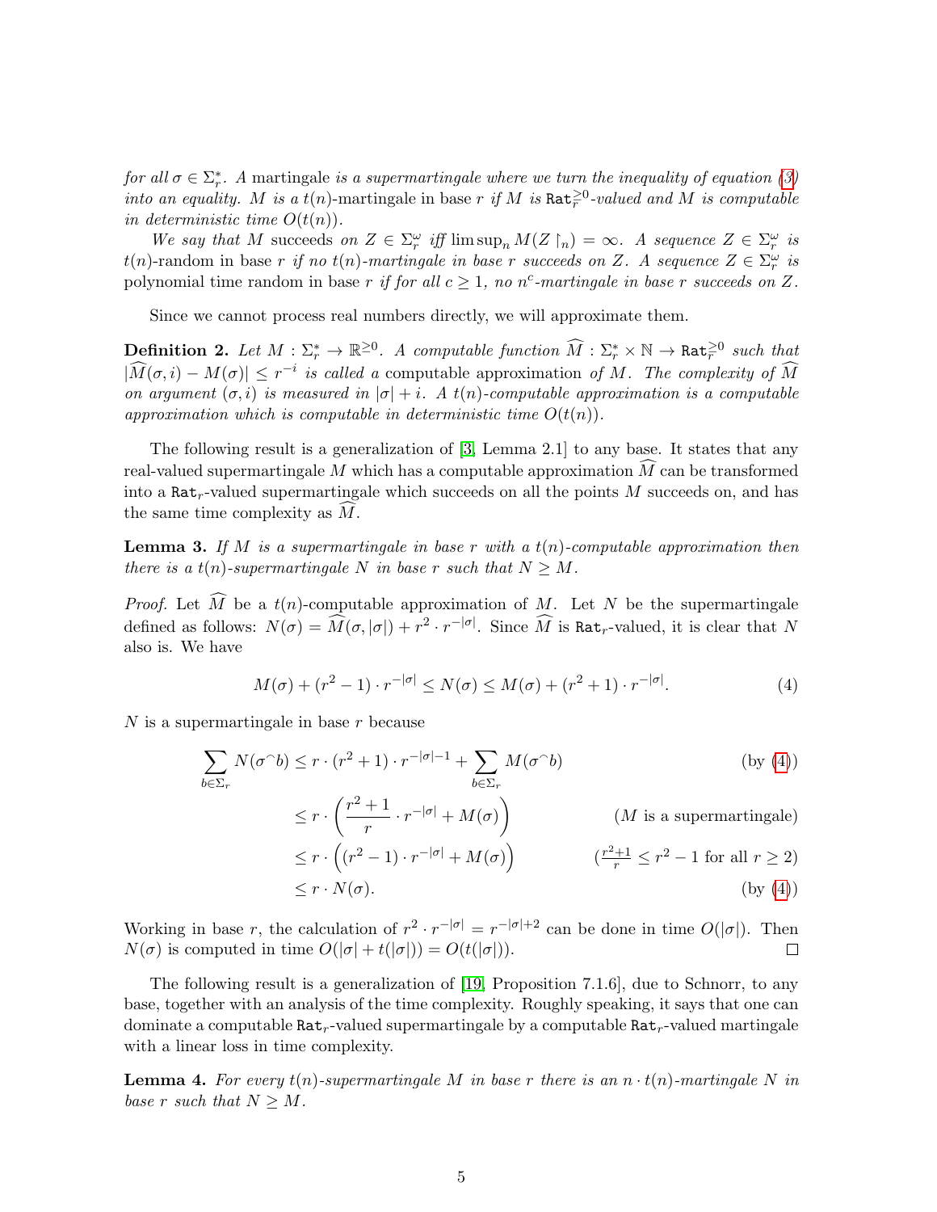*for all $\sigma \in \Sigma_r^*$. A* martingale *is a supermartingale where we turn the inequality of equation (3) into an equality. $M$ is a $t(n)$-martingale in base $r$ if $M$ is $\mathtt{Rat}_r^{\geq 0}$-valued and $M$ is computable in deterministic time $O(t(n))$.*

*We say that $M$* succeeds *on $Z \in \Sigma_r^\omega$ iff $\limsup_n M(Z \upharpoonright_n) = \infty$. A sequence $Z \in \Sigma_r^\omega$ is* $t(n)$-random in base $r$ *if no $t(n)$-martingale in base $r$ succeeds on $Z$. A sequence $Z \in \Sigma_r^\omega$ is* polynomial time random in base $r$ *if for all $c \geq 1$, no $n^c$-martingale in base $r$ succeeds on $Z$.*

Since we cannot process real numbers directly, we will approximate them.

**Definition 2.** *Let $M : \Sigma_r^* \to \mathbb{R}^{\geq 0}$. A computable function $\widehat{M} : \Sigma_r^* \times \mathbb{N} \to \mathtt{Rat}_r^{\geq 0}$ such that $|\widehat{M}(\sigma, i) - M(\sigma)| \leq r^{-i}$ is called a* computable approximation *of $M$. The complexity of $\widehat{M}$ on argument $(\sigma, i)$ is measured in $|\sigma| + i$. A $t(n)$-computable approximation is a computable approximation which is computable in deterministic time $O(t(n))$.*

The following result is a generalization of [3, Lemma 2.1] to any base. It states that any real-valued supermartingale $M$ which has a computable approximation $\widehat{M}$ can be transformed into a $\mathtt{Rat}_r$-valued supermartingale which succeeds on all the points $M$ succeeds on, and has the same time complexity as $\widehat{M}$.

**Lemma 3.** *If $M$ is a supermartingale in base $r$ with a $t(n)$-computable approximation then there is a $t(n)$-supermartingale $N$ in base $r$ such that $N \geq M$.*

*Proof.* Let $\widehat{M}$ be a $t(n)$-computable approximation of $M$. Let $N$ be the supermartingale defined as follows: $N(\sigma) = \widehat{M}(\sigma, |\sigma|) + r^2 \cdot r^{-|\sigma|}$. Since $\widehat{M}$ is $\mathtt{Rat}_r$-valued, it is clear that $N$ also is. We have

$$M(\sigma) + (r^2 - 1) \cdot r^{-|\sigma|} \leq N(\sigma) \leq M(\sigma) + (r^2 + 1) \cdot r^{-|\sigma|}. \tag{4}$$

$N$ is a supermartingale in base $r$ because

$$\begin{aligned}
\sum_{b \in \Sigma_r} N(\sigma^\frown b) &\leq r \cdot (r^2 + 1) \cdot r^{-|\sigma|-1} + \sum_{b \in \Sigma_r} M(\sigma^\frown b) && \text{(by (4))} \\
&\leq r \cdot \left( \frac{r^2 + 1}{r} \cdot r^{-|\sigma|} + M(\sigma) \right) && \text{($M$ is a supermartingale)} \\
&\leq r \cdot \left( (r^2 - 1) \cdot r^{-|\sigma|} + M(\sigma) \right) && \left(\tfrac{r^2+1}{r} \leq r^2 - 1 \text{ for all } r \geq 2\right) \\
&\leq r \cdot N(\sigma). && \text{(by (4))}
\end{aligned}$$

Working in base $r$, the calculation of $r^2 \cdot r^{-|\sigma|} = r^{-|\sigma|+2}$ can be done in time $O(|\sigma|)$. Then $N(\sigma)$ is computed in time $O(|\sigma| + t(|\sigma|)) = O(t(|\sigma|))$. □

The following result is a generalization of [19, Proposition 7.1.6], due to Schnorr, to any base, together with an analysis of the time complexity. Roughly speaking, it says that one can dominate a computable $\mathtt{Rat}_r$-valued supermartingale by a computable $\mathtt{Rat}_r$-valued martingale with a linear loss in time complexity.

**Lemma 4.** *For every $t(n)$-supermartingale $M$ in base $r$ there is an $n \cdot t(n)$-martingale $N$ in base $r$ such that $N \geq M$.*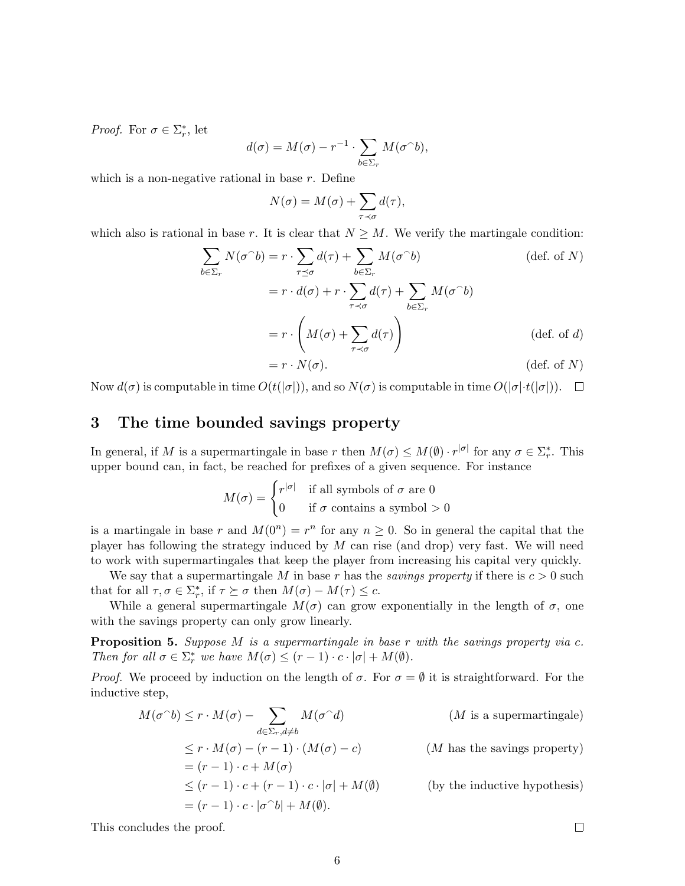*Proof.* For $\sigma \in \Sigma_r^*$, let

$$d(\sigma) = M(\sigma) - r^{-1} \cdot \sum_{b \in \Sigma_r} M(\sigma^\frown b),$$

which is a non-negative rational in base $r$. Define

$$N(\sigma) = M(\sigma) + \sum_{\tau \prec \sigma} d(\tau),$$

which also is rational in base $r$. It is clear that $N \geq M$. We verify the martingale condition:

$$\begin{aligned}
\sum_{b \in \Sigma_r} N(\sigma^\frown b) &= r \cdot \sum_{\tau \preceq \sigma} d(\tau) + \sum_{b \in \Sigma_r} M(\sigma^\frown b) && \text{(def. of } N\text{)} \\
&= r \cdot d(\sigma) + r \cdot \sum_{\tau \prec \sigma} d(\tau) + \sum_{b \in \Sigma_r} M(\sigma^\frown b) \\
&= r \cdot \left( M(\sigma) + \sum_{\tau \prec \sigma} d(\tau) \right) && \text{(def. of } d\text{)} \\
&= r \cdot N(\sigma). && \text{(def. of } N\text{)}
\end{aligned}$$

Now $d(\sigma)$ is computable in time $O(t(|\sigma|))$, and so $N(\sigma)$ is computable in time $O(|\sigma| \cdot t(|\sigma|))$. $\square$

## 3 The time bounded savings property

In general, if $M$ is a supermartingale in base $r$ then $M(\sigma) \leq M(\emptyset) \cdot r^{|\sigma|}$ for any $\sigma \in \Sigma_r^*$. This upper bound can, in fact, be reached for prefixes of a given sequence. For instance

$$M(\sigma) = \begin{cases} r^{|\sigma|} & \text{if all symbols of } \sigma \text{ are } 0 \\ 0 & \text{if } \sigma \text{ contains a symbol} > 0 \end{cases}$$

is a martingale in base $r$ and $M(0^n) = r^n$ for any $n \geq 0$. So in general the capital that the player has following the strategy induced by $M$ can rise (and drop) very fast. We will need to work with supermartingales that keep the player from increasing his capital very quickly.

We say that a supermartingale $M$ in base $r$ has the *savings property* if there is $c > 0$ such that for all $\tau, \sigma \in \Sigma_r^*$, if $\tau \succeq \sigma$ then $M(\sigma) - M(\tau) \leq c$.

While a general supermartingale $M(\sigma)$ can grow exponentially in the length of $\sigma$, one with the savings property can only grow linearly.

**Proposition 5.** *Suppose $M$ is a supermartingale in base $r$ with the savings property via $c$. Then for all $\sigma \in \Sigma_r^*$ we have $M(\sigma) \leq (r-1) \cdot c \cdot |\sigma| + M(\emptyset)$.*

*Proof.* We proceed by induction on the length of $\sigma$. For $\sigma = \emptyset$ it is straightforward. For the inductive step,

$$\begin{aligned}
M(\sigma^\frown b) &\leq r \cdot M(\sigma) - \sum_{d \in \Sigma_r, d \neq b} M(\sigma^\frown d) && (M \text{ is a supermartingale}) \\
&\leq r \cdot M(\sigma) - (r-1) \cdot (M(\sigma) - c) && (M \text{ has the savings property}) \\
&= (r-1) \cdot c + M(\sigma) \\
&\leq (r-1) \cdot c + (r-1) \cdot c \cdot |\sigma| + M(\emptyset) && \text{(by the inductive hypothesis)} \\
&= (r-1) \cdot c \cdot |\sigma^\frown b| + M(\emptyset).
\end{aligned}$$

This concludes the proof. $\square$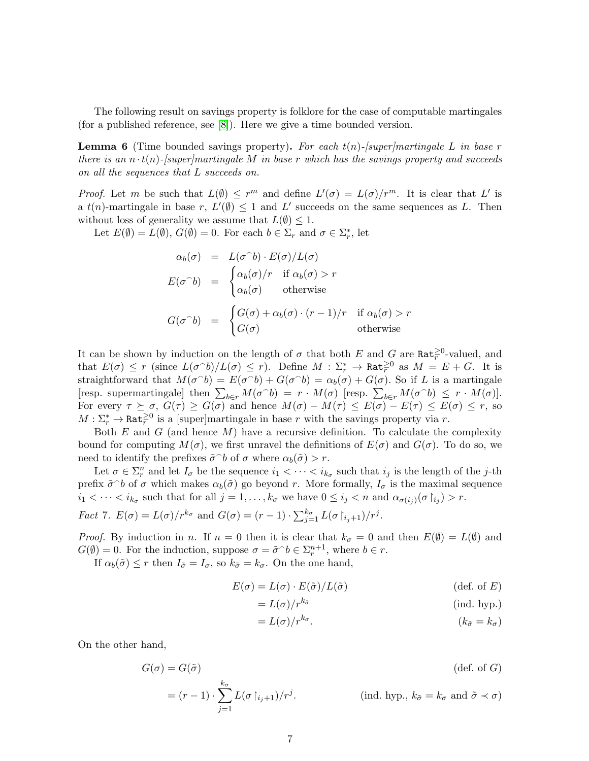The following result on savings property is folklore for the case of computable martingales (for a published reference, see [8]). Here we give a time bounded version.

**Lemma 6** (Time bounded savings property)**.** *For each $t(n)$-[super]martingale $L$ in base $r$ there is an $n \cdot t(n)$-[super]martingale $M$ in base $r$ which has the savings property and succeeds on all the sequences that $L$ succeeds on.*

*Proof.* Let $m$ be such that $L(\emptyset) \leq r^m$ and define $L'(\sigma) = L(\sigma)/r^m$. It is clear that $L'$ is a $t(n)$-martingale in base $r$, $L'(\emptyset) \leq 1$ and $L'$ succeeds on the same sequences as $L$. Then without loss of generality we assume that $L(\emptyset) \leq 1$.

Let $E(\emptyset) = L(\emptyset)$, $G(\emptyset) = 0$. For each $b \in \Sigma_r$ and $\sigma \in \Sigma_r^*$, let

$$\begin{aligned}
\alpha_b(\sigma) &= L(\sigma^\frown b) \cdot E(\sigma)/L(\sigma) \\
E(\sigma^\frown b) &= \begin{cases} \alpha_b(\sigma)/r & \text{if } \alpha_b(\sigma) > r \\ \alpha_b(\sigma) & \text{otherwise} \end{cases} \\
G(\sigma^\frown b) &= \begin{cases} G(\sigma) + \alpha_b(\sigma) \cdot (r-1)/r & \text{if } \alpha_b(\sigma) > r \\ G(\sigma) & \text{otherwise} \end{cases}
\end{aligned}$$

It can be shown by induction on the length of $\sigma$ that both $E$ and $G$ are $\mathtt{Rat}_r^{\geq 0}$-valued, and that $E(\sigma) \leq r$ (since $L(\sigma^\frown b)/L(\sigma) \leq r$). Define $M : \Sigma_r^* \to \mathtt{Rat}_r^{\geq 0}$ as $M = E + G$. It is straightforward that $M(\sigma^\frown b) = E(\sigma^\frown b) + G(\sigma^\frown b) = \alpha_b(\sigma) + G(\sigma)$. So if $L$ is a martingale [resp. supermartingale] then $\sum_{b \in r} M(\sigma^\frown b) = r \cdot M(\sigma)$ [resp. $\sum_{b \in r} M(\sigma^\frown b) \leq r \cdot M(\sigma)$]. For every $\tau \succeq \sigma$, $G(\tau) \geq G(\sigma)$ and hence $M(\sigma) - M(\tau) \leq E(\sigma) - E(\tau) \leq E(\sigma) \leq r$, so $M : \Sigma_r^* \to \mathtt{Rat}_r^{\geq 0}$ is a [super]martingale in base $r$ with the savings property via $r$.

Both $E$ and $G$ (and hence $M$) have a recursive definition. To calculate the complexity bound for computing $M(\sigma)$, we first unravel the definitions of $E(\sigma)$ and $G(\sigma)$. To do so, we need to identify the prefixes $\tilde{\sigma}^\frown b$ of $\sigma$ where $\alpha_b(\tilde{\sigma}) > r$.

Let $\sigma \in \Sigma_r^n$ and let $I_\sigma$ be the sequence $i_1 < \cdots < i_{k_\sigma}$ such that $i_j$ is the length of the $j$-th prefix $\tilde{\sigma}^\frown b$ of $\sigma$ which makes $\alpha_b(\tilde{\sigma})$ go beyond $r$. More formally, $I_\sigma$ is the maximal sequence $i_1 < \cdots < i_{k_\sigma}$ such that for all $j = 1, \ldots, k_\sigma$ we have $0 \leq i_j < n$ and $\alpha_{\sigma(i_j)}(\sigma \upharpoonright_{i_j}) > r$.

*Fact 7.* $E(\sigma) = L(\sigma)/r^{k_\sigma}$ and $G(\sigma) = (r-1) \cdot \sum_{j=1}^{k_\sigma} L(\sigma \upharpoonright_{i_j+1})/r^j$.

*Proof.* By induction in $n$. If $n = 0$ then it is clear that $k_\sigma = 0$ and then $E(\emptyset) = L(\emptyset)$ and $G(\emptyset) = 0$. For the induction, suppose $\sigma = \tilde{\sigma}^\frown b \in \Sigma_r^{n+1}$, where $b \in r$.

If $\alpha_b(\tilde{\sigma}) \leq r$ then $I_{\tilde{\sigma}} = I_\sigma$, so $k_{\tilde{\sigma}} = k_\sigma$. On the one hand,

$$\begin{aligned}
E(\sigma) &= L(\sigma) \cdot E(\tilde{\sigma})/L(\tilde{\sigma}) && \text{(def. of } E\text{)} \\
&= L(\sigma)/r^{k_{\tilde{\sigma}}} && \text{(ind. hyp.)} \\
&= L(\sigma)/r^{k_\sigma}. && (k_{\tilde{\sigma}} = k_\sigma)
\end{aligned}$$

On the other hand,

$$\begin{aligned}
G(\sigma) &= G(\tilde{\sigma}) && \text{(def. of } G\text{)} \\
&= (r-1) \cdot \sum_{j=1}^{k_\sigma} L(\sigma \upharpoonright_{i_j+1})/r^j. && \text{(ind. hyp., } k_{\tilde{\sigma}} = k_\sigma \text{ and } \tilde{\sigma} \prec \sigma\text{)}
\end{aligned}$$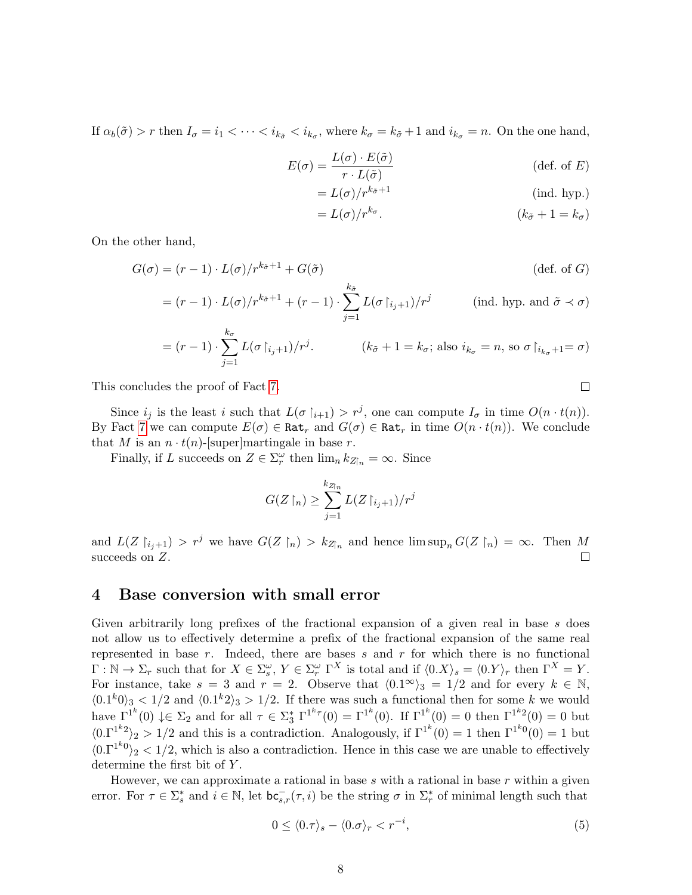If $\alpha_b(\tilde{\sigma}) > r$ then $I_\sigma = i_1 < \cdots < i_{k_{\tilde{\sigma}}} < i_{k_\sigma}$, where $k_\sigma = k_{\tilde{\sigma}} + 1$ and $i_{k_\sigma} = n$. On the one hand,

$$
\begin{aligned}
E(\sigma) &= \frac{L(\sigma) \cdot E(\tilde{\sigma})}{r \cdot L(\tilde{\sigma})} && \text{(def. of } E\text{)} \\
&= L(\sigma)/r^{k_{\tilde{\sigma}}+1} && \text{(ind. hyp.)} \\
&= L(\sigma)/r^{k_\sigma}. && (k_{\tilde{\sigma}} + 1 = k_\sigma)
\end{aligned}
$$

On the other hand,

$$
\begin{aligned}
G(\sigma) &= (r-1) \cdot L(\sigma)/r^{k_{\tilde{\sigma}}+1} + G(\tilde{\sigma}) && \text{(def. of } G\text{)} \\
&= (r-1) \cdot L(\sigma)/r^{k_{\tilde{\sigma}}+1} + (r-1) \cdot \sum_{j=1}^{k_{\tilde{\sigma}}} L(\sigma \restriction_{i_j+1})/r^j && \text{(ind. hyp. and } \tilde{\sigma} \prec \sigma\text{)} \\
&= (r-1) \cdot \sum_{j=1}^{k_\sigma} L(\sigma \restriction_{i_j+1})/r^j. && (k_{\tilde{\sigma}} + 1 = k_\sigma\text{; also } i_{k_\sigma} = n\text{, so } \sigma \restriction_{i_{k_\sigma}+1} = \sigma)
\end{aligned}
$$

This concludes the proof of Fact 7. $\square$

Since $i_j$ is the least $i$ such that $L(\sigma \restriction_{i+1}) > r^j$, one can compute $I_\sigma$ in time $O(n \cdot t(n))$. By Fact 7 we can compute $E(\sigma) \in \mathtt{Rat}_r$ and $G(\sigma) \in \mathtt{Rat}_r$ in time $O(n \cdot t(n))$. We conclude that $M$ is an $n \cdot t(n)$-[super]martingale in base $r$.

Finally, if $L$ succeeds on $Z \in \Sigma_r^\omega$ then $\lim_n k_{Z\restriction_n} = \infty$. Since

$$
G(Z \restriction_n) \geq \sum_{j=1}^{k_{Z\restriction_n}} L(Z \restriction_{i_j+1})/r^j
$$

and $L(Z \restriction_{i_j+1}) > r^j$ we have $G(Z \restriction_n) > k_{Z\restriction_n}$ and hence $\limsup_n G(Z \restriction_n) = \infty$. Then $M$ succeeds on $Z$. $\square$

## 4 Base conversion with small error

Given arbitrarily long prefixes of the fractional expansion of a given real in base $s$ does not allow us to effectively determine a prefix of the fractional expansion of the same real represented in base $r$. Indeed, there are bases $s$ and $r$ for which there is no functional $\Gamma : \mathbb{N} \to \Sigma_r$ such that for $X \in \Sigma_s^\omega$, $Y \in \Sigma_r^\omega$ $\Gamma^X$ is total and if $\langle 0.X \rangle_s = \langle 0.Y \rangle_r$ then $\Gamma^X = Y$. For instance, take $s = 3$ and $r = 2$. Observe that $\langle 0.1^\infty \rangle_3 = 1/2$ and for every $k \in \mathbb{N}$, $\langle 0.1^k 0 \rangle_3 < 1/2$ and $\langle 0.1^k 2 \rangle_3 > 1/2$. If there was such a functional then for some $k$ we would have $\Gamma^{1^k}(0) \downarrow \in \Sigma_2$ and for all $\tau \in \Sigma_3^*$ $\Gamma^{1^k \tau}(0) = \Gamma^{1^k}(0)$. If $\Gamma^{1^k}(0) = 0$ then $\Gamma^{1^k 2}(0) = 0$ but $\langle 0.\Gamma^{1^k 2} \rangle_2 > 1/2$ and this is a contradiction. Analogously, if $\Gamma^{1^k}(0) = 1$ then $\Gamma^{1^k 0}(0) = 1$ but $\langle 0.\Gamma^{1^k 0} \rangle_2 < 1/2$, which is also a contradiction. Hence in this case we are unable to effectively determine the first bit of $Y$.

However, we can approximate a rational in base $s$ with a rational in base $r$ within a given error. For $\tau \in \Sigma_s^*$ and $i \in \mathbb{N}$, let $\mathtt{bc}^-_{s,r}(\tau, i)$ be the string $\sigma$ in $\Sigma_r^*$ of minimal length such that

$$
0 \leq \langle 0.\tau \rangle_s - \langle 0.\sigma \rangle_r < r^{-i}, \tag{5}
$$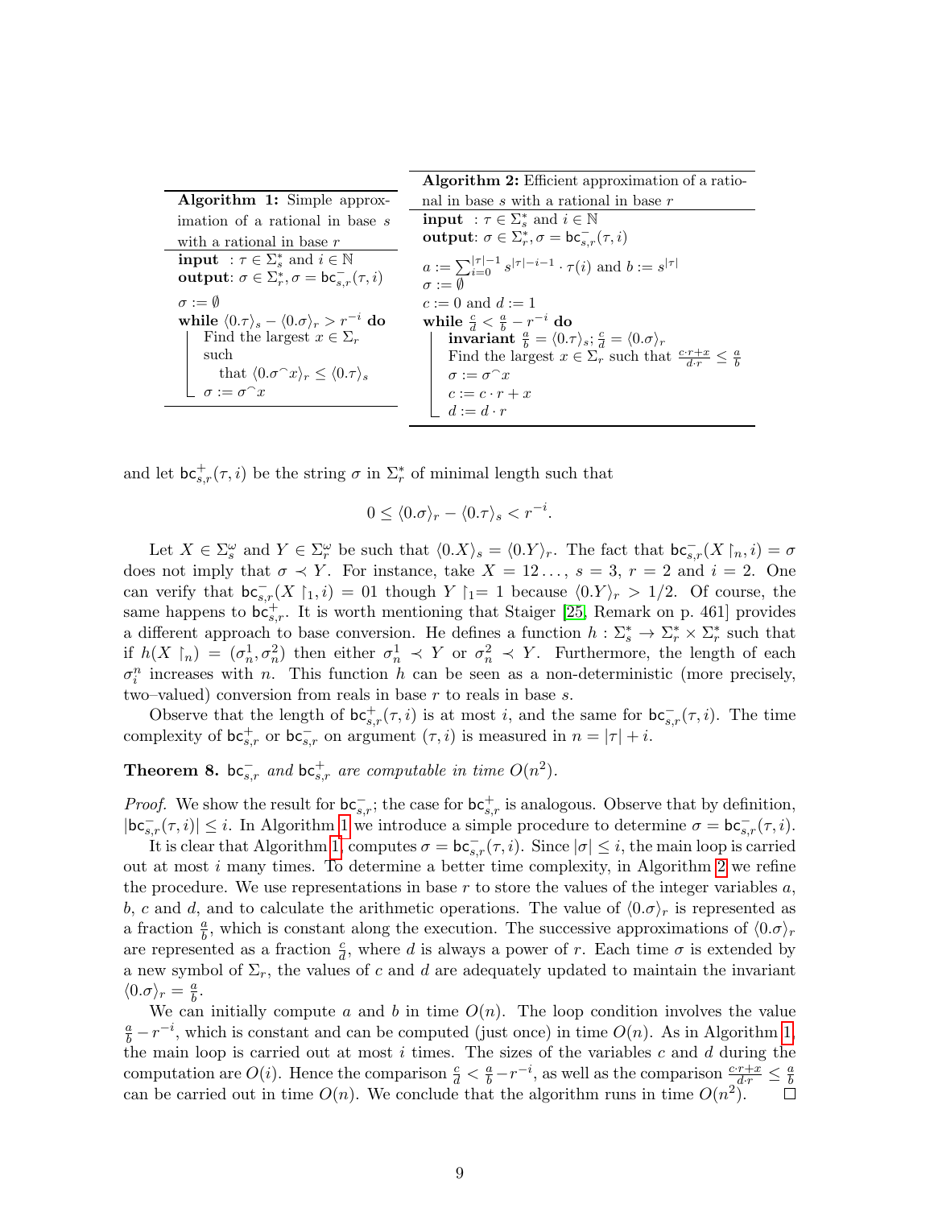**Algorithm 1:** Simple approximation of a rational in base $s$ with a rational in base $r$

```
input  : τ ∈ Σ_s^* and i ∈ ℕ
output: σ ∈ Σ_r^*, σ = bc^-_{s,r}(τ, i)

σ := ∅
while ⟨0.τ⟩_s − ⟨0.σ⟩_r > r^{−i} do
    Find the largest x ∈ Σ_r such that ⟨0.σ⌢x⟩_r ≤ ⟨0.τ⟩_s
    σ := σ⌢x
```

**Algorithm 2:** Efficient approximation of a rational in base $s$ with a rational in base $r$

```
input  : τ ∈ Σ_s^* and i ∈ ℕ
output: σ ∈ Σ_r^*, σ = bc^-_{s,r}(τ, i)

a := Σ_{i=0}^{|τ|−1} s^{|τ|−i−1} · τ(i) and b := s^{|τ|}
σ := ∅
c := 0 and d := 1
while c/d < a/b − r^{−i} do
    invariant a/b = ⟨0.τ⟩_s; c/d = ⟨0.σ⟩_r
    Find the largest x ∈ Σ_r such that (c·r+x)/(d·r) ≤ a/b
    σ := σ⌢x
    c := c · r + x
    d := d · r
```

and let $\mathsf{bc}^+_{s,r}(\tau, i)$ be the string $\sigma$ in $\Sigma_r^*$ of minimal length such that

$$0 \leq \langle 0.\sigma\rangle_r - \langle 0.\tau\rangle_s < r^{-i}.$$

Let $X \in \Sigma_s^\omega$ and $Y \in \Sigma_r^\omega$ be such that $\langle 0.X\rangle_s = \langle 0.Y\rangle_r$. The fact that $\mathsf{bc}^-_{s,r}(X\upharpoonright_n, i) = \sigma$ does not imply that $\sigma \prec Y$. For instance, take $X = 12\ldots$, $s = 3$, $r = 2$ and $i = 2$. One can verify that $\mathsf{bc}^-_{s,r}(X\upharpoonright_1, i) = 01$ though $Y\upharpoonright_1 = 1$ because $\langle 0.Y\rangle_r > 1/2$. Of course, the same happens to $\mathsf{bc}^+_{s,r}$. It is worth mentioning that Staiger [25, Remark on p. 461] provides a different approach to base conversion. He defines a function $h : \Sigma_s^* \to \Sigma_r^* \times \Sigma_r^*$ such that if $h(X\upharpoonright_n) = (\sigma_n^1, \sigma_n^2)$ then either $\sigma_n^1 \prec Y$ or $\sigma_n^2 \prec Y$. Furthermore, the length of each $\sigma_i^n$ increases with $n$. This function $h$ can be seen as a non-deterministic (more precisely, two–valued) conversion from reals in base $r$ to reals in base $s$.

Observe that the length of $\mathsf{bc}^+_{s,r}(\tau, i)$ is at most $i$, and the same for $\mathsf{bc}^-_{s,r}(\tau, i)$. The time complexity of $\mathsf{bc}^+_{s,r}$ or $\mathsf{bc}^-_{s,r}$ on argument $(\tau, i)$ is measured in $n = |\tau| + i$.

**Theorem 8.** *$\mathsf{bc}^-_{s,r}$ and $\mathsf{bc}^+_{s,r}$ are computable in time $O(n^2)$.*

*Proof.* We show the result for $\mathsf{bc}^-_{s,r}$; the case for $\mathsf{bc}^+_{s,r}$ is analogous. Observe that by definition, $|\mathsf{bc}^-_{s,r}(\tau, i)| \leq i$. In Algorithm 1 we introduce a simple procedure to determine $\sigma = \mathsf{bc}^-_{s,r}(\tau, i)$.

It is clear that Algorithm 1 computes $\sigma = \mathsf{bc}^-_{s,r}(\tau, i)$. Since $|\sigma| \leq i$, the main loop is carried out at most $i$ many times. To determine a better time complexity, in Algorithm 2 we refine the procedure. We use representations in base $r$ to store the values of the integer variables $a$, $b$, $c$ and $d$, and to calculate the arithmetic operations. The value of $\langle 0.\sigma\rangle_r$ is represented as a fraction $\frac{a}{b}$, which is constant along the execution. The successive approximations of $\langle 0.\sigma\rangle_r$ are represented as a fraction $\frac{c}{d}$, where $d$ is always a power of $r$. Each time $\sigma$ is extended by a new symbol of $\Sigma_r$, the values of $c$ and $d$ are adequately updated to maintain the invariant $\langle 0.\sigma\rangle_r = \frac{a}{b}$.

We can initially compute $a$ and $b$ in time $O(n)$. The loop condition involves the value $\frac{a}{b} - r^{-i}$, which is constant and can be computed (just once) in time $O(n)$. As in Algorithm 1, the main loop is carried out at most $i$ times. The sizes of the variables $c$ and $d$ during the computation are $O(i)$. Hence the comparison $\frac{c}{d} < \frac{a}{b} - r^{-i}$, as well as the comparison $\frac{c \cdot r + x}{d \cdot r} \leq \frac{a}{b}$ can be carried out in time $O(n)$. We conclude that the algorithm runs in time $O(n^2)$. ◻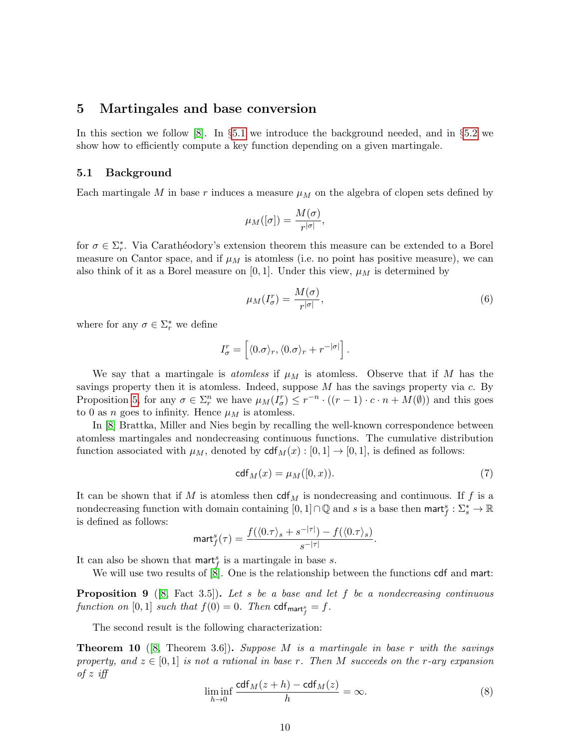## 5 Martingales and base conversion

In this section we follow [8]. In §5.1 we introduce the background needed, and in §5.2 we show how to efficiently compute a key function depending on a given martingale.

### 5.1 Background

Each martingale $M$ in base $r$ induces a measure $\mu_M$ on the algebra of clopen sets defined by

$$\mu_M([\sigma]) = \frac{M(\sigma)}{r^{|\sigma|}},$$

for $\sigma \in \Sigma_r^*$. Via Carathéodory's extension theorem this measure can be extended to a Borel measure on Cantor space, and if $\mu_M$ is atomless (i.e. no point has positive measure), we can also think of it as a Borel measure on $[0,1]$. Under this view, $\mu_M$ is determined by

$$\mu_M(I_\sigma^r) = \frac{M(\sigma)}{r^{|\sigma|}}, \tag{6}$$

where for any $\sigma \in \Sigma_r^*$ we define

$$I_\sigma^r = \left[\langle 0.\sigma \rangle_r, \langle 0.\sigma \rangle_r + r^{-|\sigma|}\right].$$

We say that a martingale is *atomless* if $\mu_M$ is atomless. Observe that if $M$ has the savings property then it is atomless. Indeed, suppose $M$ has the savings property via $c$. By Proposition 5, for any $\sigma \in \Sigma_r^n$ we have $\mu_M(I_\sigma^r) \leq r^{-n} \cdot ((r-1) \cdot c \cdot n + M(\emptyset))$ and this goes to 0 as $n$ goes to infinity. Hence $\mu_M$ is atomless.

In [8] Brattka, Miller and Nies begin by recalling the well-known correspondence between atomless martingales and nondecreasing continuous functions. The cumulative distribution function associated with $\mu_M$, denoted by $\mathsf{cdf}_M(x) : [0,1] \to [0,1]$, is defined as follows:

$$\mathsf{cdf}_M(x) = \mu_M([0,x)). \tag{7}$$

It can be shown that if $M$ is atomless then $\mathsf{cdf}_M$ is nondecreasing and continuous. If $f$ is a nondecreasing function with domain containing $[0,1] \cap \mathbb{Q}$ and $s$ is a base then $\mathsf{mart}_f^s : \Sigma_s^* \to \mathbb{R}$ is defined as follows:

$$\mathsf{mart}_f^s(\tau) = \frac{f(\langle 0.\tau \rangle_s + s^{-|\tau|}) - f(\langle 0.\tau \rangle_s)}{s^{-|\tau|}}.$$

It can also be shown that $\mathsf{mart}_f^s$ is a martingale in base $s$.

We will use two results of [8]. One is the relationship between the functions $\mathsf{cdf}$ and $\mathsf{mart}$:

**Proposition 9** ([8, Fact 3.5]). *Let $s$ be a base and let $f$ be a nondecreasing continuous function on $[0,1]$ such that $f(0) = 0$. Then $\mathsf{cdf}_{\mathsf{mart}_f^s} = f$.*

The second result is the following characterization:

**Theorem 10** ([8, Theorem 3.6]). *Suppose $M$ is a martingale in base $r$ with the savings property, and $z \in [0,1]$ is not a rational in base $r$. Then $M$ succeeds on the $r$-ary expansion of $z$ iff*

$$\liminf_{h \to 0} \frac{\mathsf{cdf}_M(z+h) - \mathsf{cdf}_M(z)}{h} = \infty. \tag{8}$$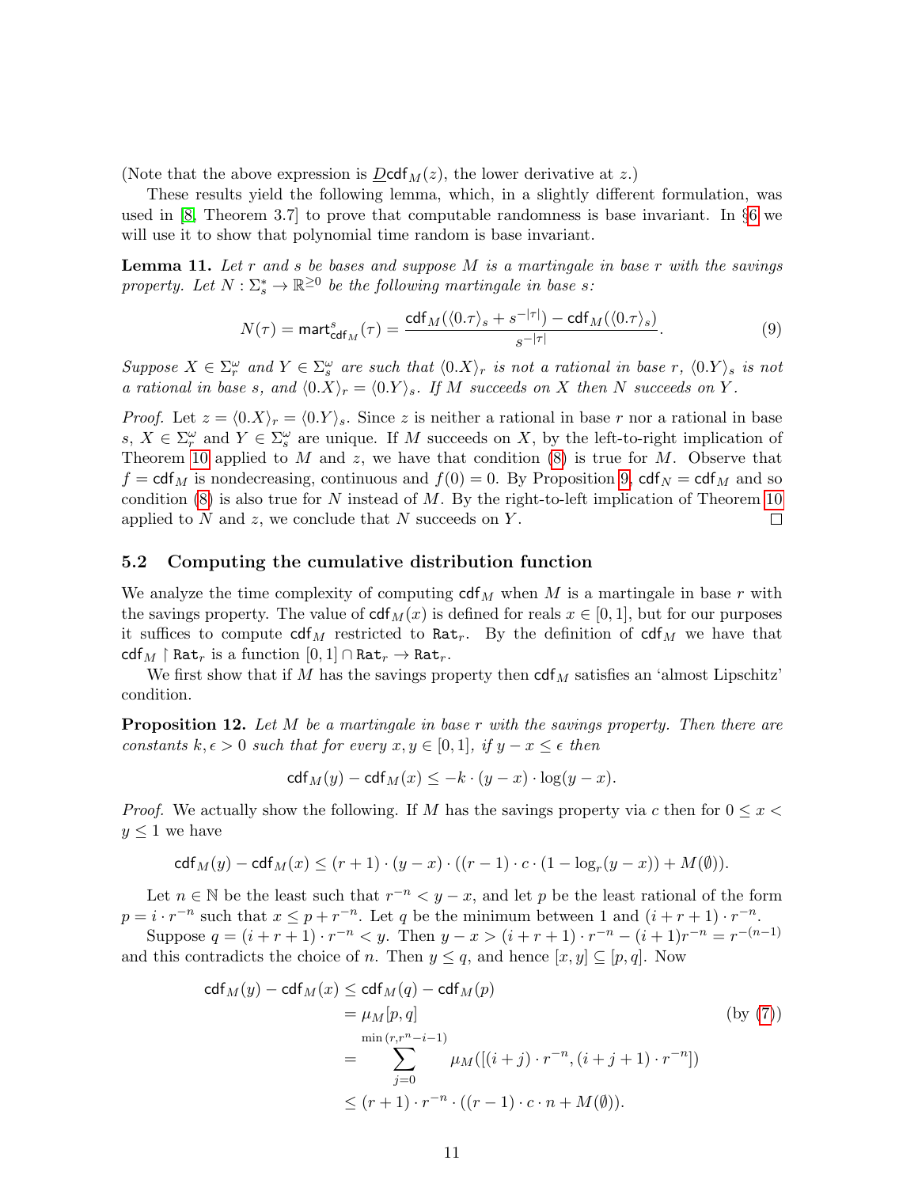(Note that the above expression is $\underline{D}\mathsf{cdf}_M(z)$, the lower derivative at $z$.)

These results yield the following lemma, which, in a slightly different formulation, was used in [8, Theorem 3.7] to prove that computable randomness is base invariant. In §6 we will use it to show that polynomial time random is base invariant.

**Lemma 11.** *Let $r$ and $s$ be bases and suppose $M$ is a martingale in base $r$ with the savings property. Let $N : \Sigma_s^* \to \mathbb{R}^{\geq 0}$ be the following martingale in base $s$:*

$$N(\tau) = \mathsf{mart}^s_{\mathsf{cdf}_M}(\tau) = \frac{\mathsf{cdf}_M(\langle 0.\tau\rangle_s + s^{-|\tau|}) - \mathsf{cdf}_M(\langle 0.\tau\rangle_s)}{s^{-|\tau|}}. \tag{9}$$

*Suppose $X \in \Sigma_r^\omega$ and $Y \in \Sigma_s^\omega$ are such that $\langle 0.X\rangle_r$ is not a rational in base $r$, $\langle 0.Y\rangle_s$ is not a rational in base $s$, and $\langle 0.X\rangle_r = \langle 0.Y\rangle_s$. If $M$ succeeds on $X$ then $N$ succeeds on $Y$.*

*Proof.* Let $z = \langle 0.X\rangle_r = \langle 0.Y\rangle_s$. Since $z$ is neither a rational in base $r$ nor a rational in base $s$, $X \in \Sigma_r^\omega$ and $Y \in \Sigma_s^\omega$ are unique. If $M$ succeeds on $X$, by the left-to-right implication of Theorem 10 applied to $M$ and $z$, we have that condition (8) is true for $M$. Observe that $f = \mathsf{cdf}_M$ is nondecreasing, continuous and $f(0) = 0$. By Proposition 9, $\mathsf{cdf}_N = \mathsf{cdf}_M$ and so condition (8) is also true for $N$ instead of $M$. By the right-to-left implication of Theorem 10 applied to $N$ and $z$, we conclude that $N$ succeeds on $Y$. ◻

## 5.2 Computing the cumulative distribution function

We analyze the time complexity of computing $\mathsf{cdf}_M$ when $M$ is a martingale in base $r$ with the savings property. The value of $\mathsf{cdf}_M(x)$ is defined for reals $x \in [0,1]$, but for our purposes it suffices to compute $\mathsf{cdf}_M$ restricted to $\mathtt{Rat}_r$. By the definition of $\mathsf{cdf}_M$ we have that $\mathsf{cdf}_M \restriction \mathtt{Rat}_r$ is a function $[0,1] \cap \mathtt{Rat}_r \to \mathtt{Rat}_r$.

We first show that if $M$ has the savings property then $\mathsf{cdf}_M$ satisfies an 'almost Lipschitz' condition.

**Proposition 12.** *Let $M$ be a martingale in base $r$ with the savings property. Then there are constants $k, \epsilon > 0$ such that for every $x, y \in [0,1]$, if $y - x \leq \epsilon$ then*

$$\mathsf{cdf}_M(y) - \mathsf{cdf}_M(x) \leq -k \cdot (y - x) \cdot \log(y - x).$$

*Proof.* We actually show the following. If $M$ has the savings property via $c$ then for $0 \leq x < y \leq 1$ we have

$$\mathsf{cdf}_M(y) - \mathsf{cdf}_M(x) \leq (r+1) \cdot (y-x) \cdot ((r-1) \cdot c \cdot (1 - \log_r(y-x)) + M(\emptyset)).$$

Let $n \in \mathbb{N}$ be the least such that $r^{-n} < y - x$, and let $p$ be the least rational of the form $p = i \cdot r^{-n}$ such that $x \leq p + r^{-n}$. Let $q$ be the minimum between 1 and $(i + r + 1) \cdot r^{-n}$.

Suppose $q = (i + r + 1) \cdot r^{-n} < y$. Then $y - x > (i + r + 1) \cdot r^{-n} - (i+1) r^{-n} = r^{-(n-1)}$ and this contradicts the choice of $n$. Then $y \leq q$, and hence $[x, y] \subseteq [p, q]$. Now

$$\begin{aligned}
\mathsf{cdf}_M(y) - \mathsf{cdf}_M(x) &\leq \mathsf{cdf}_M(q) - \mathsf{cdf}_M(p) \\
&= \mu_M[p, q] && \text{(by (7))} \\
&= \sum_{j=0}^{\min(r, r^n - i - 1)} \mu_M([(i+j) \cdot r^{-n}, (i+j+1) \cdot r^{-n}]) \\
&\leq (r+1) \cdot r^{-n} \cdot ((r-1) \cdot c \cdot n + M(\emptyset)).
\end{aligned}$$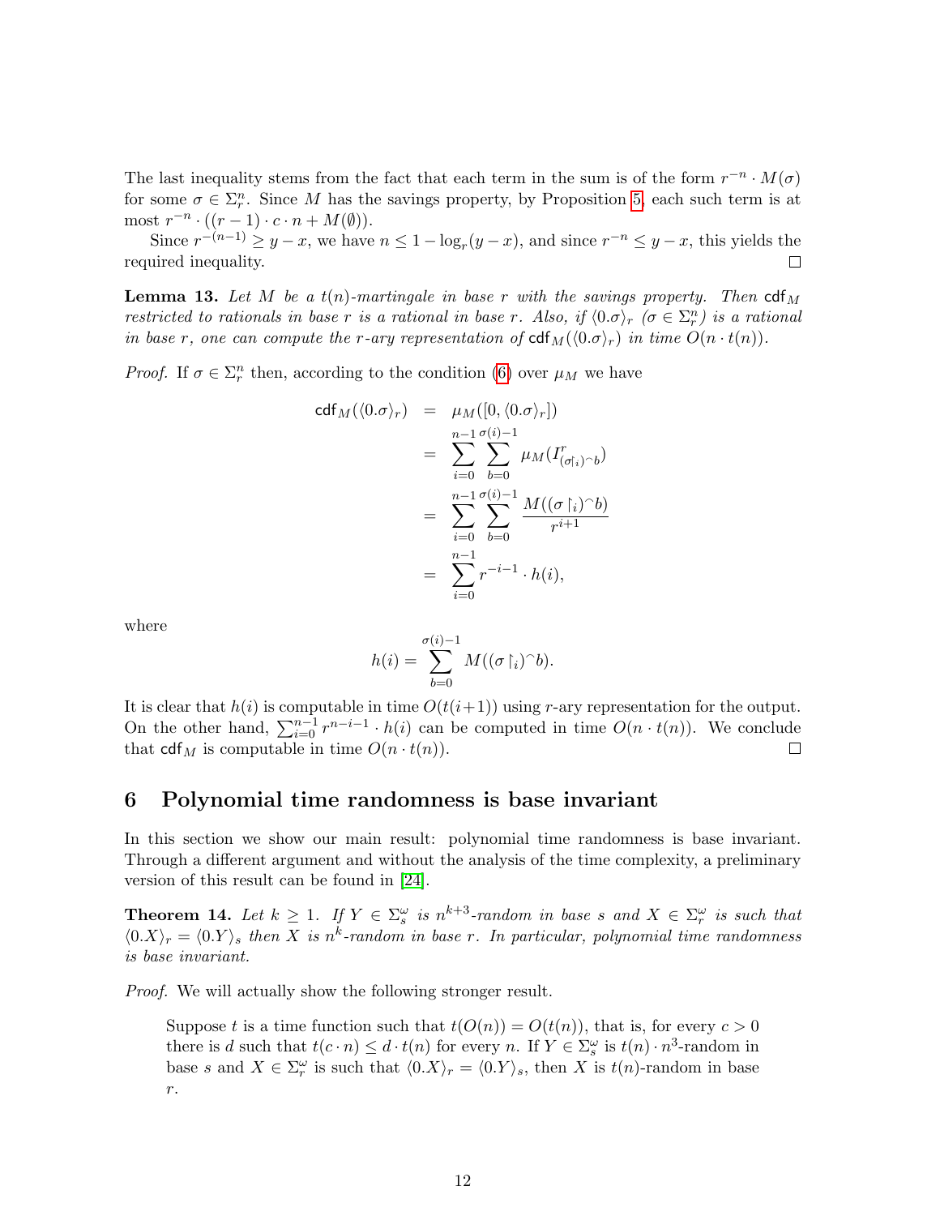The last inequality stems from the fact that each term in the sum is of the form $r^{-n} \cdot M(\sigma)$ for some $\sigma \in \Sigma_r^n$. Since $M$ has the savings property, by Proposition 5, each such term is at most $r^{-n} \cdot ((r-1) \cdot c \cdot n + M(\emptyset))$.

Since $r^{-(n-1)} \geq y - x$, we have $n \leq 1 - \log_r(y-x)$, and since $r^{-n} \leq y - x$, this yields the required inequality. □

**Lemma 13.** *Let $M$ be a $t(n)$-martingale in base $r$ with the savings property. Then $\mathsf{cdf}_M$ restricted to rationals in base $r$ is a rational in base $r$. Also, if $\langle 0.\sigma \rangle_r$ ($\sigma \in \Sigma_r^n$) is a rational in base $r$, one can compute the $r$-ary representation of $\mathsf{cdf}_M(\langle 0.\sigma \rangle_r)$ in time $O(n \cdot t(n))$.*

*Proof.* If $\sigma \in \Sigma_r^n$ then, according to the condition (6) over $\mu_M$ we have

$$
\begin{aligned}
\mathsf{cdf}_M(\langle 0.\sigma \rangle_r) &= \mu_M([0, \langle 0.\sigma \rangle_r]) \\
&= \sum_{i=0}^{n-1} \sum_{b=0}^{\sigma(i)-1} \mu_M(I^r_{(\sigma\restriction_i)^\frown b}) \\
&= \sum_{i=0}^{n-1} \sum_{b=0}^{\sigma(i)-1} \frac{M((\sigma\restriction_i)^\frown b)}{r^{i+1}} \\
&= \sum_{i=0}^{n-1} r^{-i-1} \cdot h(i),
\end{aligned}
$$

where

$$
h(i) = \sum_{b=0}^{\sigma(i)-1} M((\sigma\restriction_i)^\frown b).
$$

It is clear that $h(i)$ is computable in time $O(t(i+1))$ using $r$-ary representation for the output. On the other hand, $\sum_{i=0}^{n-1} r^{n-i-1} \cdot h(i)$ can be computed in time $O(n \cdot t(n))$. We conclude that $\mathsf{cdf}_M$ is computable in time $O(n \cdot t(n))$. □

## 6 Polynomial time randomness is base invariant

In this section we show our main result: polynomial time randomness is base invariant. Through a different argument and without the analysis of the time complexity, a preliminary version of this result can be found in [24].

**Theorem 14.** *Let $k \geq 1$. If $Y \in \Sigma_s^\omega$ is $n^{k+3}$-random in base $s$ and $X \in \Sigma_r^\omega$ is such that $\langle 0.X \rangle_r = \langle 0.Y \rangle_s$ then $X$ is $n^k$-random in base $r$. In particular, polynomial time randomness is base invariant.*

*Proof.* We will actually show the following stronger result.

> Suppose $t$ is a time function such that $t(O(n)) = O(t(n))$, that is, for every $c > 0$ there is $d$ such that $t(c \cdot n) \leq d \cdot t(n)$ for every $n$. If $Y \in \Sigma_s^\omega$ is $t(n) \cdot n^3$-random in base $s$ and $X \in \Sigma_r^\omega$ is such that $\langle 0.X \rangle_r = \langle 0.Y \rangle_s$, then $X$ is $t(n)$-random in base $r$.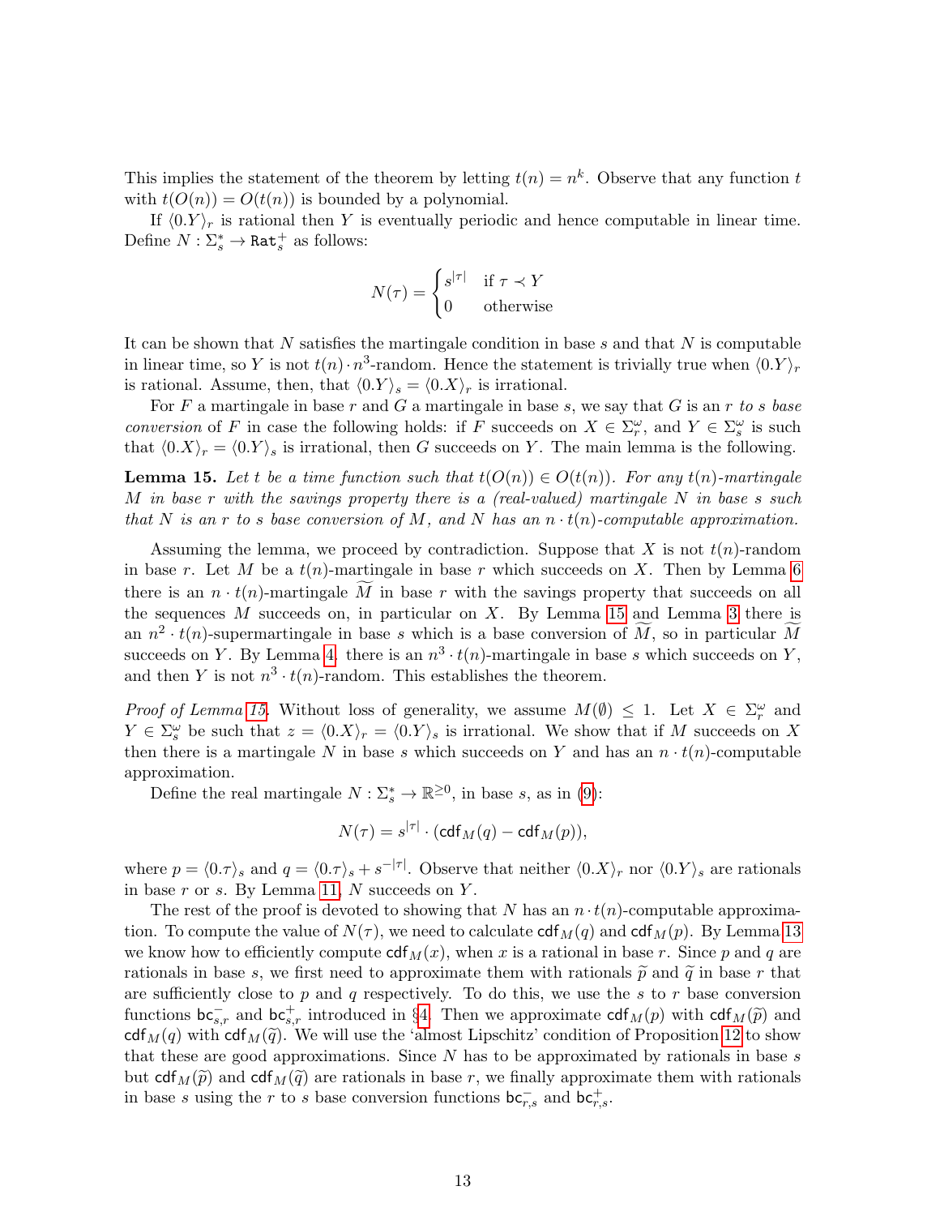This implies the statement of the theorem by letting $t(n) = n^k$. Observe that any function $t$ with $t(O(n)) = O(t(n))$ is bounded by a polynomial.

If $\langle 0.Y \rangle_r$ is rational then $Y$ is eventually periodic and hence computable in linear time. Define $N : \Sigma_s^* \to \mathtt{Rat}_s^+$ as follows:

$$N(\tau) = \begin{cases} s^{|\tau|} & \text{if } \tau \prec Y \\ 0 & \text{otherwise} \end{cases}$$

It can be shown that $N$ satisfies the martingale condition in base $s$ and that $N$ is computable in linear time, so $Y$ is not $t(n) \cdot n^3$-random. Hence the statement is trivially true when $\langle 0.Y \rangle_r$ is rational. Assume, then, that $\langle 0.Y \rangle_s = \langle 0.X \rangle_r$ is irrational.

For $F$ a martingale in base $r$ and $G$ a martingale in base $s$, we say that $G$ is an *$r$ to $s$ base conversion* of $F$ in case the following holds: if $F$ succeeds on $X \in \Sigma_r^\omega$, and $Y \in \Sigma_s^\omega$ is such that $\langle 0.X \rangle_r = \langle 0.Y \rangle_s$ is irrational, then $G$ succeeds on $Y$. The main lemma is the following.

**Lemma 15.** *Let $t$ be a time function such that $t(O(n)) \in O(t(n))$. For any $t(n)$-martingale $M$ in base $r$ with the savings property there is a (real-valued) martingale $N$ in base $s$ such that $N$ is an $r$ to $s$ base conversion of $M$, and $N$ has an $n \cdot t(n)$-computable approximation.*

Assuming the lemma, we proceed by contradiction. Suppose that $X$ is not $t(n)$-random in base $r$. Let $M$ be a $t(n)$-martingale in base $r$ which succeeds on $X$. Then by Lemma 6 there is an $n \cdot t(n)$-martingale $\widetilde{M}$ in base $r$ with the savings property that succeeds on all the sequences $M$ succeeds on, in particular on $X$. By Lemma 15 and Lemma 3 there is an $n^2 \cdot t(n)$-supermartingale in base $s$ which is a base conversion of $\widetilde{M}$, so in particular $\widetilde{M}$ succeeds on $Y$. By Lemma 4, there is an $n^3 \cdot t(n)$-martingale in base $s$ which succeeds on $Y$, and then $Y$ is not $n^3 \cdot t(n)$-random. This establishes the theorem.

*Proof of Lemma 15.* Without loss of generality, we assume $M(\emptyset) \leq 1$. Let $X \in \Sigma_r^\omega$ and $Y \in \Sigma_s^\omega$ be such that $z = \langle 0.X \rangle_r = \langle 0.Y \rangle_s$ is irrational. We show that if $M$ succeeds on $X$ then there is a martingale $N$ in base $s$ which succeeds on $Y$ and has an $n \cdot t(n)$-computable approximation.

Define the real martingale $N : \Sigma_s^* \to \mathbb{R}^{\geq 0}$, in base $s$, as in (9):

$$N(\tau) = s^{|\tau|} \cdot (\mathsf{cdf}_M(q) - \mathsf{cdf}_M(p)),$$

where $p = \langle 0.\tau \rangle_s$ and $q = \langle 0.\tau \rangle_s + s^{-|\tau|}$. Observe that neither $\langle 0.X \rangle_r$ nor $\langle 0.Y \rangle_s$ are rationals in base $r$ or $s$. By Lemma 11, $N$ succeeds on $Y$.

The rest of the proof is devoted to showing that $N$ has an $n \cdot t(n)$-computable approximation. To compute the value of $N(\tau)$, we need to calculate $\mathsf{cdf}_M(q)$ and $\mathsf{cdf}_M(p)$. By Lemma 13 we know how to efficiently compute $\mathsf{cdf}_M(x)$, when $x$ is a rational in base $r$. Since $p$ and $q$ are rationals in base $s$, we first need to approximate them with rationals $\widetilde{p}$ and $\widetilde{q}$ in base $r$ that are sufficiently close to $p$ and $q$ respectively. To do this, we use the $s$ to $r$ base conversion functions $\mathsf{bc}_{s,r}^-$ and $\mathsf{bc}_{s,r}^+$ introduced in §4. Then we approximate $\mathsf{cdf}_M(p)$ with $\mathsf{cdf}_M(\widetilde{p})$ and $\mathsf{cdf}_M(q)$ with $\mathsf{cdf}_M(\widetilde{q})$. We will use the 'almost Lipschitz' condition of Proposition 12 to show that these are good approximations. Since $N$ has to be approximated by rationals in base $s$ but $\mathsf{cdf}_M(\widetilde{p})$ and $\mathsf{cdf}_M(\widetilde{q})$ are rationals in base $r$, we finally approximate them with rationals in base $s$ using the $r$ to $s$ base conversion functions $\mathsf{bc}_{r,s}^-$ and $\mathsf{bc}_{r,s}^+$.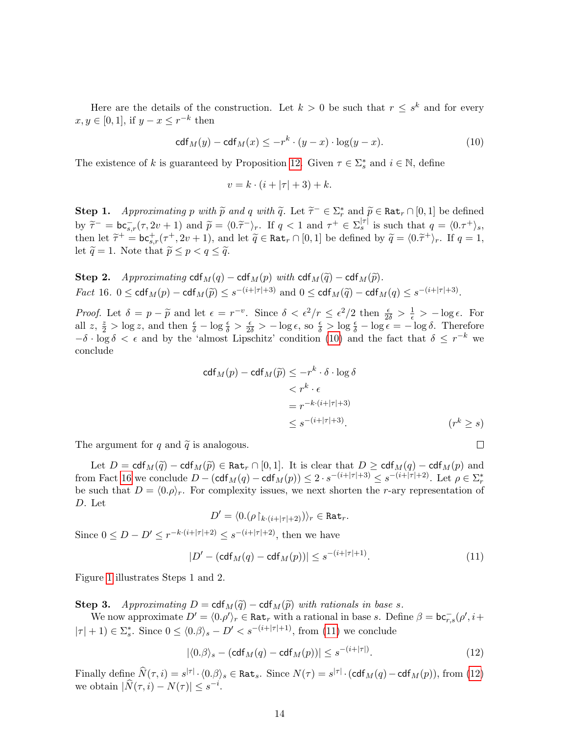Here are the details of the construction. Let $k > 0$ be such that $r \leq s^k$ and for every $x, y \in [0,1]$, if $y - x \leq r^{-k}$ then

$$\mathsf{cdf}_M(y) - \mathsf{cdf}_M(x) \leq -r^k \cdot (y-x) \cdot \log(y-x). \tag{10}$$

The existence of $k$ is guaranteed by Proposition 12. Given $\tau \in \Sigma_s^*$ and $i \in \mathbb{N}$, define

$$v = k \cdot (i + |\tau| + 3) + k.$$

**Step 1.** *Approximating $p$ with $\widetilde{p}$ and $q$ with $\widetilde{q}$.* Let $\widetilde{\tau}^- \in \Sigma_r^*$ and $\widetilde{p} \in \mathtt{Rat}_r \cap [0,1]$ be defined by $\widetilde{\tau}^- = \mathsf{bc}^-_{s,r}(\tau, 2v+1)$ and $\widetilde{p} = \langle 0.\widetilde{\tau}^- \rangle_r$. If $q < 1$ and $\tau^+ \in \Sigma_s^{|\tau|}$ is such that $q = \langle 0.\tau^+ \rangle_s$, then let $\widetilde{\tau}^+ = \mathsf{bc}^+_{s,r}(\tau^+, 2v+1)$, and let $\widetilde{q} \in \mathtt{Rat}_r \cap [0,1]$ be defined by $\widetilde{q} = \langle 0.\widetilde{\tau}^+ \rangle_r$. If $q = 1$, let $\widetilde{q} = 1$. Note that $\widetilde{p} \leq p < q \leq \widetilde{q}$.

**Step 2.** *Approximating $\mathsf{cdf}_M(q) - \mathsf{cdf}_M(p)$ with $\mathsf{cdf}_M(\widetilde{q}) - \mathsf{cdf}_M(\widetilde{p})$.*
*Fact 16.* $0 \leq \mathsf{cdf}_M(p) - \mathsf{cdf}_M(\widetilde{p}) \leq s^{-(i+|\tau|+3)}$ and $0 \leq \mathsf{cdf}_M(\widetilde{q}) - \mathsf{cdf}_M(q) \leq s^{-(i+|\tau|+3)}$.

*Proof.* Let $\delta = p - \widetilde{p}$ and let $\epsilon = r^{-v}$. Since $\delta < \epsilon^2/r \leq \epsilon^2/2$ then $\frac{\epsilon}{2\delta} > \frac{1}{\epsilon} > -\log \epsilon$. For all $z$, $\frac{z}{2} > \log z$, and then $\frac{\epsilon}{\delta} - \log \frac{\epsilon}{\delta} > \frac{\epsilon}{2\delta} > -\log \epsilon$, so $\frac{\epsilon}{\delta} > \log \frac{\epsilon}{\delta} - \log \epsilon = -\log \delta$. Therefore $-\delta \cdot \log \delta < \epsilon$ and by the 'almost Lipschitz' condition (10) and the fact that $\delta \leq r^{-k}$ we conclude

$$\begin{aligned}
\mathsf{cdf}_M(p) - \mathsf{cdf}_M(\widetilde{p}) &\leq -r^k \cdot \delta \cdot \log \delta \\
&< r^k \cdot \epsilon \\
&= r^{-k \cdot (i+|\tau|+3)} \\
&\leq s^{-(i+|\tau|+3)}. \qquad (r^k \geq s)
\end{aligned}$$

The argument for $q$ and $\widetilde{q}$ is analogous. $\square$

Let $D = \mathsf{cdf}_M(\widetilde{q}) - \mathsf{cdf}_M(\widetilde{p}) \in \mathtt{Rat}_r \cap [0,1]$. It is clear that $D \geq \mathsf{cdf}_M(q) - \mathsf{cdf}_M(p)$ and from Fact 16 we conclude $D - (\mathsf{cdf}_M(q) - \mathsf{cdf}_M(p)) \leq 2 \cdot s^{-(i+|\tau|+3)} \leq s^{-(i+|\tau|+2)}$. Let $\rho \in \Sigma_r^*$ be such that $D = \langle 0.\rho \rangle_r$. For complexity issues, we next shorten the $r$-ary representation of $D$. Let

$$D' = \langle 0.(\rho\restriction_{k \cdot (i+|\tau|+2)}) \rangle_r \in \mathtt{Rat}_r.$$

Since $0 \leq D - D' \leq r^{-k\cdot(i+|\tau|+2)} \leq s^{-(i+|\tau|+2)}$, then we have

$$|D' - (\mathsf{cdf}_M(q) - \mathsf{cdf}_M(p))| \leq s^{-(i+|\tau|+1)}. \tag{11}$$

Figure 1 illustrates Steps 1 and 2.

**Step 3.** *Approximating $D = \mathsf{cdf}_M(\widetilde{q}) - \mathsf{cdf}_M(\widetilde{p})$ with rationals in base $s$.*
We now approximate $D' = \langle 0.\rho' \rangle_r \in \mathtt{Rat}_r$ with a rational in base $s$. Define $\beta = \mathsf{bc}^-_{r,s}(\rho', i + |\tau| + 1) \in \Sigma_s^*$. Since $0 \leq \langle 0.\beta \rangle_s - D' < s^{-(i+|\tau|+1)}$, from (11) we conclude

$$|\langle 0.\beta \rangle_s - (\mathsf{cdf}_M(q) - \mathsf{cdf}_M(p))| \leq s^{-(i+|\tau|)}. \tag{12}$$

Finally define $\widehat{N}(\tau, i) = s^{|\tau|} \cdot \langle 0.\beta \rangle_s \in \mathtt{Rat}_s$. Since $N(\tau) = s^{|\tau|} \cdot (\mathsf{cdf}_M(q) - \mathsf{cdf}_M(p))$, from (12) we obtain $|\widehat{N}(\tau, i) - N(\tau)| \leq s^{-i}$.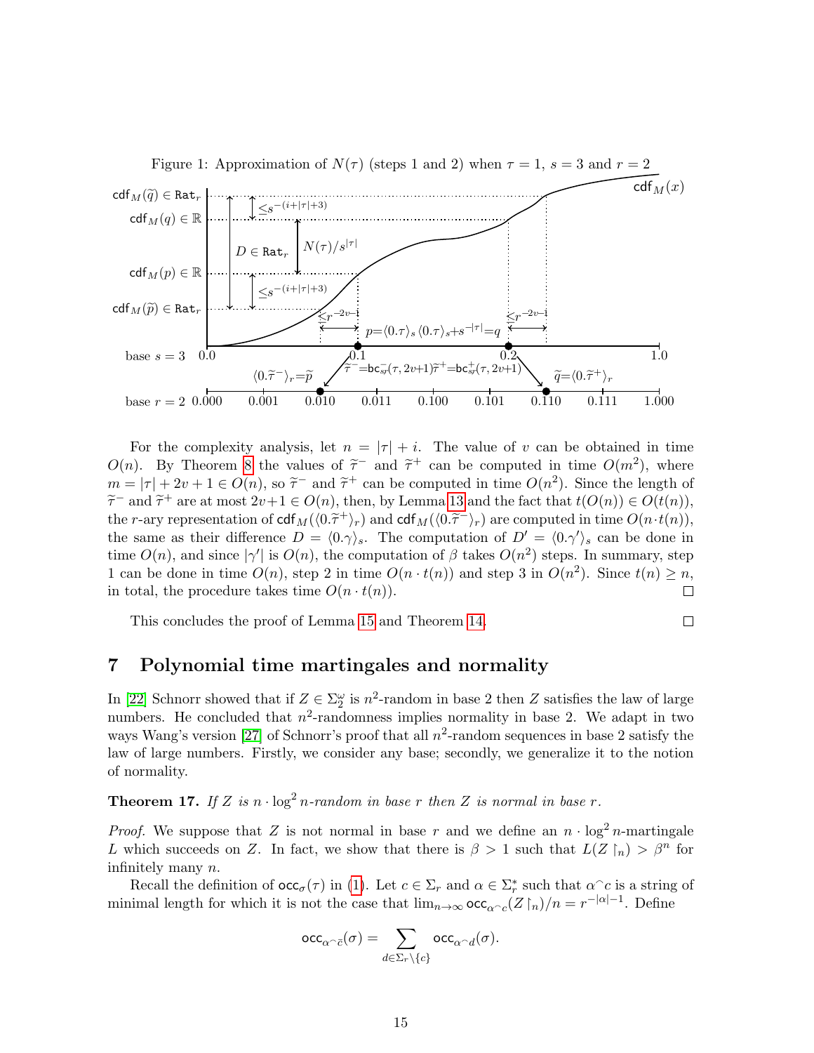Figure 1: Approximation of $N(\tau)$ (steps 1 and 2) when $\tau = 1$, $s = 3$ and $r = 2$

For the complexity analysis, let $n = |\tau| + i$. The value of $v$ can be obtained in time $O(n)$. By Theorem 8 the values of $\widetilde{\tau}^-$ and $\widetilde{\tau}^+$ can be computed in time $O(m^2)$, where $m = |\tau| + 2v + 1 \in O(n)$, so $\widetilde{\tau}^-$ and $\widetilde{\tau}^+$ can be computed in time $O(n^2)$. Since the length of $\widetilde{\tau}^-$ and $\widetilde{\tau}^+$ are at most $2v+1 \in O(n)$, then, by Lemma 13 and the fact that $t(O(n)) \in O(t(n))$, the $r$-ary representation of $\mathsf{cdf}_M(\langle 0.\widetilde{\tau}^+\rangle_r)$ and $\mathsf{cdf}_M(\langle 0.\widetilde{\tau}^-\rangle_r)$ are computed in time $O(n \cdot t(n))$, the same as their difference $D = \langle 0.\gamma\rangle_s$. The computation of $D' = \langle 0.\gamma'\rangle_s$ can be done in time $O(n)$, and since $|\gamma'|$ is $O(n)$, the computation of $\beta$ takes $O(n^2)$ steps. In summary, step 1 can be done in time $O(n)$, step 2 in time $O(n \cdot t(n))$ and step 3 in $O(n^2)$. Since $t(n) \geq n$, in total, the procedure takes time $O(n \cdot t(n))$. ◻

This concludes the proof of Lemma 15 and Theorem 14. ◻

# 7 Polynomial time martingales and normality

In [22] Schnorr showed that if $Z \in \Sigma_2^\omega$ is $n^2$-random in base 2 then $Z$ satisfies the law of large numbers. He concluded that $n^2$-randomness implies normality in base 2. We adapt in two ways Wang's version [27] of Schnorr's proof that all $n^2$-random sequences in base 2 satisfy the law of large numbers. Firstly, we consider any base; secondly, we generalize it to the notion of normality.

**Theorem 17.** *If $Z$ is $n \cdot \log^2 n$-random in base $r$ then $Z$ is normal in base $r$.*

*Proof.* We suppose that $Z$ is not normal in base $r$ and we define an $n \cdot \log^2 n$-martingale $L$ which succeeds on $Z$. In fact, we show that there is $\beta > 1$ such that $L(Z\restriction_n) > \beta^n$ for infinitely many $n$.

Recall the definition of $\mathsf{occ}_\sigma(\tau)$ in (1). Let $c \in \Sigma_r$ and $\alpha \in \Sigma_r^*$ such that $\alpha^\frown c$ is a string of minimal length for which it is not the case that $\lim_{n\to\infty} \mathsf{occ}_{\alpha^\frown c}(Z\restriction_n)/n = r^{-|\alpha|-1}$. Define

$$\mathsf{occ}_{\alpha^\frown \bar{c}}(\sigma) = \sum_{d \in \Sigma_r \setminus \{c\}} \mathsf{occ}_{\alpha^\frown d}(\sigma).$$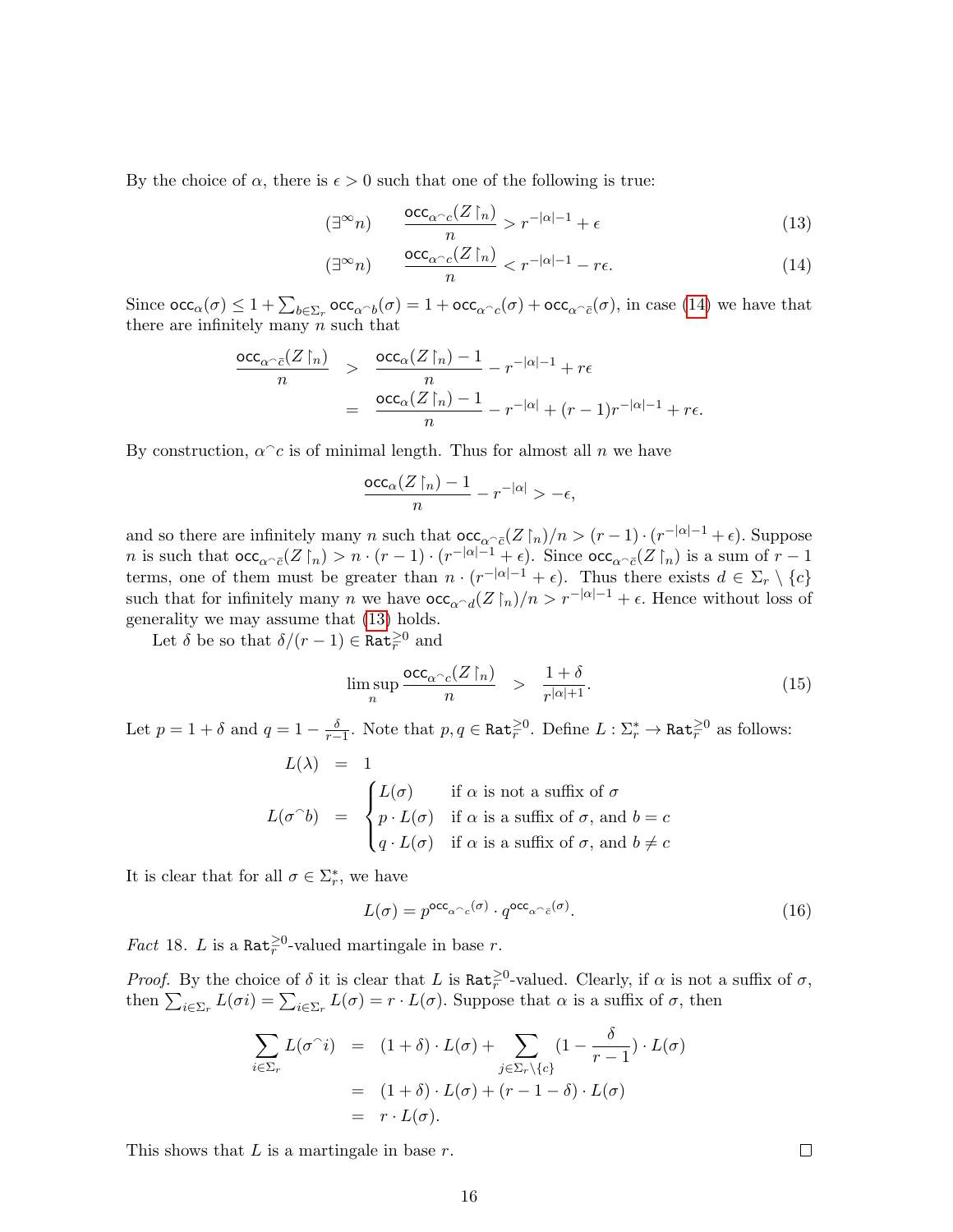By the choice of $\alpha$, there is $\epsilon > 0$ such that one of the following is true:

$$(\exists^\infty n) \qquad \frac{\mathsf{occ}_{\alpha^\frown c}(Z\restriction_n)}{n} > r^{-|\alpha|-1} + \epsilon \tag{13}$$

$$(\exists^\infty n) \qquad \frac{\mathsf{occ}_{\alpha^\frown c}(Z\restriction_n)}{n} < r^{-|\alpha|-1} - r\epsilon. \tag{14}$$

Since $\mathsf{occ}_\alpha(\sigma) \leq 1 + \sum_{b\in\Sigma_r} \mathsf{occ}_{\alpha^\frown b}(\sigma) = 1 + \mathsf{occ}_{\alpha^\frown c}(\sigma) + \mathsf{occ}_{\alpha^\frown \bar{c}}(\sigma)$, in case (14) we have that there are infinitely many $n$ such that

$$\begin{aligned}
\frac{\mathsf{occ}_{\alpha^\frown \bar{c}}(Z\restriction_n)}{n} &> \frac{\mathsf{occ}_\alpha(Z\restriction_n) - 1}{n} - r^{-|\alpha|-1} + r\epsilon \\
&= \frac{\mathsf{occ}_\alpha(Z\restriction_n) - 1}{n} - r^{-|\alpha|} + (r-1)r^{-|\alpha|-1} + r\epsilon.
\end{aligned}$$

By construction, $\alpha^\frown c$ is of minimal length. Thus for almost all $n$ we have

$$\frac{\mathsf{occ}_\alpha(Z\restriction_n) - 1}{n} - r^{-|\alpha|} > -\epsilon,$$

and so there are infinitely many $n$ such that $\mathsf{occ}_{\alpha^\frown \bar{c}}(Z\restriction_n)/n > (r-1)\cdot(r^{-|\alpha|-1} + \epsilon)$. Suppose $n$ is such that $\mathsf{occ}_{\alpha^\frown \bar{c}}(Z\restriction_n) > n \cdot (r-1)\cdot(r^{-|\alpha|-1}+\epsilon)$. Since $\mathsf{occ}_{\alpha^\frown \bar{c}}(Z\restriction_n)$ is a sum of $r-1$ terms, one of them must be greater than $n\cdot(r^{-|\alpha|-1}+\epsilon)$. Thus there exists $d \in \Sigma_r \setminus \{c\}$ such that for infinitely many $n$ we have $\mathsf{occ}_{\alpha^\frown d}(Z\restriction_n)/n > r^{-|\alpha|-1} + \epsilon$. Hence without loss of generality we may assume that (13) holds.

Let $\delta$ be so that $\delta/(r-1) \in \mathtt{Rat}_r^{\geq 0}$ and

$$\limsup_n \frac{\mathsf{occ}_{\alpha^\frown c}(Z\restriction_n)}{n} > \frac{1+\delta}{r^{|\alpha|+1}}. \tag{15}$$

Let $p = 1+\delta$ and $q = 1 - \frac{\delta}{r-1}$. Note that $p, q \in \mathtt{Rat}_r^{\geq 0}$. Define $L : \Sigma_r^* \to \mathtt{Rat}_r^{\geq 0}$ as follows:

$$\begin{aligned}
L(\lambda) &= 1 \\
L(\sigma^\frown b) &= \begin{cases} L(\sigma) & \text{if } \alpha \text{ is not a suffix of } \sigma \\ p \cdot L(\sigma) & \text{if } \alpha \text{ is a suffix of } \sigma\text{, and } b = c \\ q\cdot L(\sigma) & \text{if } \alpha \text{ is a suffix of } \sigma\text{, and } b \neq c \end{cases}
\end{aligned}$$

It is clear that for all $\sigma \in \Sigma_r^*$, we have

$$L(\sigma) = p^{\mathsf{occ}_{\alpha^\frown c}(\sigma)} \cdot q^{\mathsf{occ}_{\alpha^\frown \bar{c}}(\sigma)}. \tag{16}$$

*Fact* 18. $L$ is a $\mathtt{Rat}_r^{\geq 0}$-valued martingale in base $r$.

*Proof.* By the choice of $\delta$ it is clear that $L$ is $\mathtt{Rat}_r^{\geq 0}$-valued. Clearly, if $\alpha$ is not a suffix of $\sigma$, then $\sum_{i\in\Sigma_r} L(\sigma i) = \sum_{i\in\Sigma_r} L(\sigma) = r\cdot L(\sigma)$. Suppose that $\alpha$ is a suffix of $\sigma$, then

$$\begin{aligned}
\sum_{i\in\Sigma_r} L(\sigma^\frown i) &= (1+\delta)\cdot L(\sigma) + \sum_{j\in\Sigma_r\setminus\{c\}} (1 - \frac{\delta}{r-1})\cdot L(\sigma) \\
&= (1+\delta)\cdot L(\sigma) + (r-1-\delta)\cdot L(\sigma) \\
&= r\cdot L(\sigma).
\end{aligned}$$

This shows that $L$ is a martingale in base $r$. ∎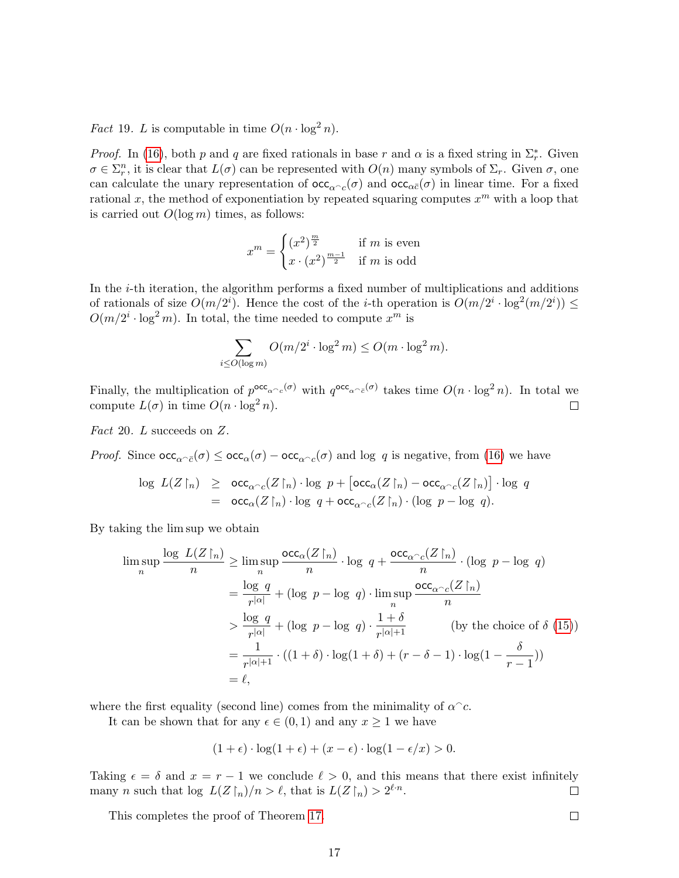*Fact* 19. $L$ is computable in time $O(n \cdot \log^2 n)$.

*Proof.* In (16), both $p$ and $q$ are fixed rationals in base $r$ and $\alpha$ is a fixed string in $\Sigma_r^*$. Given $\sigma \in \Sigma_r^n$, it is clear that $L(\sigma)$ can be represented with $O(n)$ many symbols of $\Sigma_r$. Given $\sigma$, one can calculate the unary representation of $\mathsf{occ}_{\alpha^\frown c}(\sigma)$ and $\mathsf{occ}_{\alpha\bar{c}}(\sigma)$ in linear time. For a fixed rational $x$, the method of exponentiation by repeated squaring computes $x^m$ with a loop that is carried out $O(\log m)$ times, as follows:

$$x^m = \begin{cases} (x^2)^{\frac{m}{2}} & \text{if } m \text{ is even} \\ x \cdot (x^2)^{\frac{m-1}{2}} & \text{if } m \text{ is odd} \end{cases}$$

In the $i$-th iteration, the algorithm performs a fixed number of multiplications and additions of rationals of size $O(m/2^i)$. Hence the cost of the $i$-th operation is $O(m/2^i \cdot \log^2(m/2^i)) \leq O(m/2^i \cdot \log^2 m)$. In total, the time needed to compute $x^m$ is

$$\sum_{i \leq O(\log m)} O(m/2^i \cdot \log^2 m) \leq O(m \cdot \log^2 m).$$

Finally, the multiplication of $p^{\mathsf{occ}_{\alpha^\frown c}(\sigma)}$ with $q^{\mathsf{occ}_{\alpha^\frown \bar{c}}(\sigma)}$ takes time $O(n \cdot \log^2 n)$. In total we compute $L(\sigma)$ in time $O(n \cdot \log^2 n)$. ◻

*Fact* 20. $L$ succeeds on $Z$.

*Proof.* Since $\mathsf{occ}_{\alpha^\frown \bar{c}}(\sigma) \leq \mathsf{occ}_{\alpha}(\sigma) - \mathsf{occ}_{\alpha^\frown c}(\sigma)$ and $\log\, q$ is negative, from (16) we have

$$\begin{aligned} \log\, L(Z\restriction_n) &\geq \mathsf{occ}_{\alpha^\frown c}(Z\restriction_n) \cdot \log\, p + \left[\mathsf{occ}_{\alpha}(Z\restriction_n) - \mathsf{occ}_{\alpha^\frown c}(Z\restriction_n)\right] \cdot \log\, q \\ &= \mathsf{occ}_{\alpha}(Z\restriction_n) \cdot \log\, q + \mathsf{occ}_{\alpha^\frown c}(Z\restriction_n) \cdot (\log\, p - \log\, q). \end{aligned}$$

By taking the lim sup we obtain

$$\begin{aligned} \limsup_n \frac{\log\, L(Z\restriction_n)}{n} &\geq \limsup_n \frac{\mathsf{occ}_{\alpha}(Z\restriction_n)}{n} \cdot \log\, q + \frac{\mathsf{occ}_{\alpha^\frown c}(Z\restriction_n)}{n} \cdot (\log\, p - \log\, q) \\ &= \frac{\log\, q}{r^{|\alpha|}} + (\log\, p - \log\, q) \cdot \limsup_n \frac{\mathsf{occ}_{\alpha^\frown c}(Z\restriction_n)}{n} \\ &> \frac{\log\, q}{r^{|\alpha|}} + (\log\, p - \log\, q) \cdot \frac{1+\delta}{r^{|\alpha|+1}} \qquad \text{(by the choice of } \delta \text{ (15))} \\ &= \frac{1}{r^{|\alpha|+1}} \cdot ((1+\delta) \cdot \log(1+\delta) + (r-\delta-1) \cdot \log(1 - \frac{\delta}{r-1})) \\ &= \ell, \end{aligned}$$

where the first equality (second line) comes from the minimality of $\alpha^\frown c$.

It can be shown that for any $\epsilon \in (0, 1)$ and any $x \geq 1$ we have

$$(1+\epsilon) \cdot \log(1+\epsilon) + (x-\epsilon) \cdot \log(1 - \epsilon/x) > 0.$$

Taking $\epsilon = \delta$ and $x = r - 1$ we conclude $\ell > 0$, and this means that there exist infinitely many $n$ such that $\log\, L(Z\restriction_n)/n > \ell$, that is $L(Z\restriction_n) > 2^{\ell \cdot n}$. ◻

This completes the proof of Theorem 17. ◻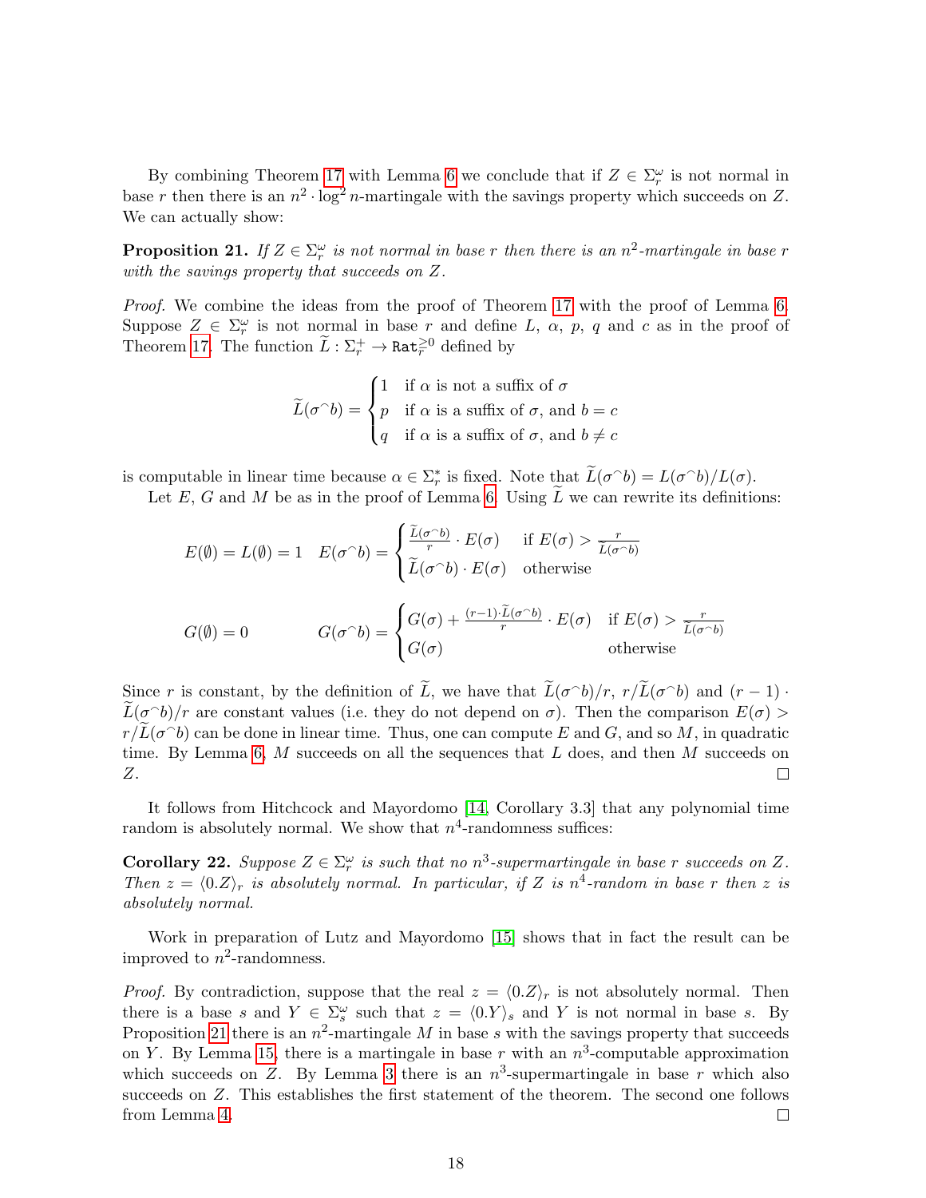By combining Theorem 17 with Lemma 6 we conclude that if $Z \in \Sigma_r^\omega$ is not normal in base $r$ then there is an $n^2 \cdot \log^2 n$-martingale with the savings property which succeeds on $Z$. We can actually show:

**Proposition 21.** *If $Z \in \Sigma_r^\omega$ is not normal in base $r$ then there is an $n^2$-martingale in base $r$ with the savings property that succeeds on $Z$.*

*Proof.* We combine the ideas from the proof of Theorem 17 with the proof of Lemma 6. Suppose $Z \in \Sigma_r^\omega$ is not normal in base $r$ and define $L$, $\alpha$, $p$, $q$ and $c$ as in the proof of Theorem 17. The function $\widetilde{L} : \Sigma_r^+ \to \mathtt{Rat}_r^{\geq 0}$ defined by

$$\widetilde{L}(\sigma^\frown b) = \begin{cases} 1 & \text{if } \alpha \text{ is not a suffix of } \sigma \\ p & \text{if } \alpha \text{ is a suffix of } \sigma \text{, and } b = c \\ q & \text{if } \alpha \text{ is a suffix of } \sigma \text{, and } b \neq c \end{cases}$$

is computable in linear time because $\alpha \in \Sigma_r^*$ is fixed. Note that $\widetilde{L}(\sigma^\frown b) = L(\sigma^\frown b)/L(\sigma)$.

Let $E$, $G$ and $M$ be as in the proof of Lemma 6. Using $\widetilde{L}$ we can rewrite its definitions:

$$E(\emptyset) = L(\emptyset) = 1 \quad E(\sigma^\frown b) = \begin{cases} \frac{\widetilde{L}(\sigma^\frown b)}{r} \cdot E(\sigma) & \text{if } E(\sigma) > \frac{r}{\widetilde{L}(\sigma^\frown b)} \\ \widetilde{L}(\sigma^\frown b) \cdot E(\sigma) & \text{otherwise} \end{cases}$$

$$G(\emptyset) = 0 \qquad G(\sigma^\frown b) = \begin{cases} G(\sigma) + \frac{(r-1)\cdot \widetilde{L}(\sigma^\frown b)}{r} \cdot E(\sigma) & \text{if } E(\sigma) > \frac{r}{\widetilde{L}(\sigma^\frown b)} \\ G(\sigma) & \text{otherwise} \end{cases}$$

Since $r$ is constant, by the definition of $\widetilde{L}$, we have that $\widetilde{L}(\sigma^\frown b)/r$, $r/\widetilde{L}(\sigma^\frown b)$ and $(r-1)\cdot \widetilde{L}(\sigma^\frown b)/r$ are constant values (i.e. they do not depend on $\sigma$). Then the comparison $E(\sigma) > r/\widetilde{L}(\sigma^\frown b)$ can be done in linear time. Thus, one can compute $E$ and $G$, and so $M$, in quadratic time. By Lemma 6, $M$ succeeds on all the sequences that $L$ does, and then $M$ succeeds on $Z$. ◻

It follows from Hitchcock and Mayordomo [14, Corollary 3.3] that any polynomial time random is absolutely normal. We show that $n^4$-randomness suffices:

**Corollary 22.** *Suppose $Z \in \Sigma_r^\omega$ is such that no $n^3$-supermartingale in base $r$ succeeds on $Z$. Then $z = \langle 0.Z \rangle_r$ is absolutely normal. In particular, if $Z$ is $n^4$-random in base $r$ then $z$ is absolutely normal.*

Work in preparation of Lutz and Mayordomo [15] shows that in fact the result can be improved to $n^2$-randomness.

*Proof.* By contradiction, suppose that the real $z = \langle 0.Z \rangle_r$ is not absolutely normal. Then there is a base $s$ and $Y \in \Sigma_s^\omega$ such that $z = \langle 0.Y \rangle_s$ and $Y$ is not normal in base $s$. By Proposition 21 there is an $n^2$-martingale $M$ in base $s$ with the savings property that succeeds on $Y$. By Lemma 15, there is a martingale in base $r$ with an $n^3$-computable approximation which succeeds on $Z$. By Lemma 3 there is an $n^3$-supermartingale in base $r$ which also succeeds on $Z$. This establishes the first statement of the theorem. The second one follows from Lemma 4. ◻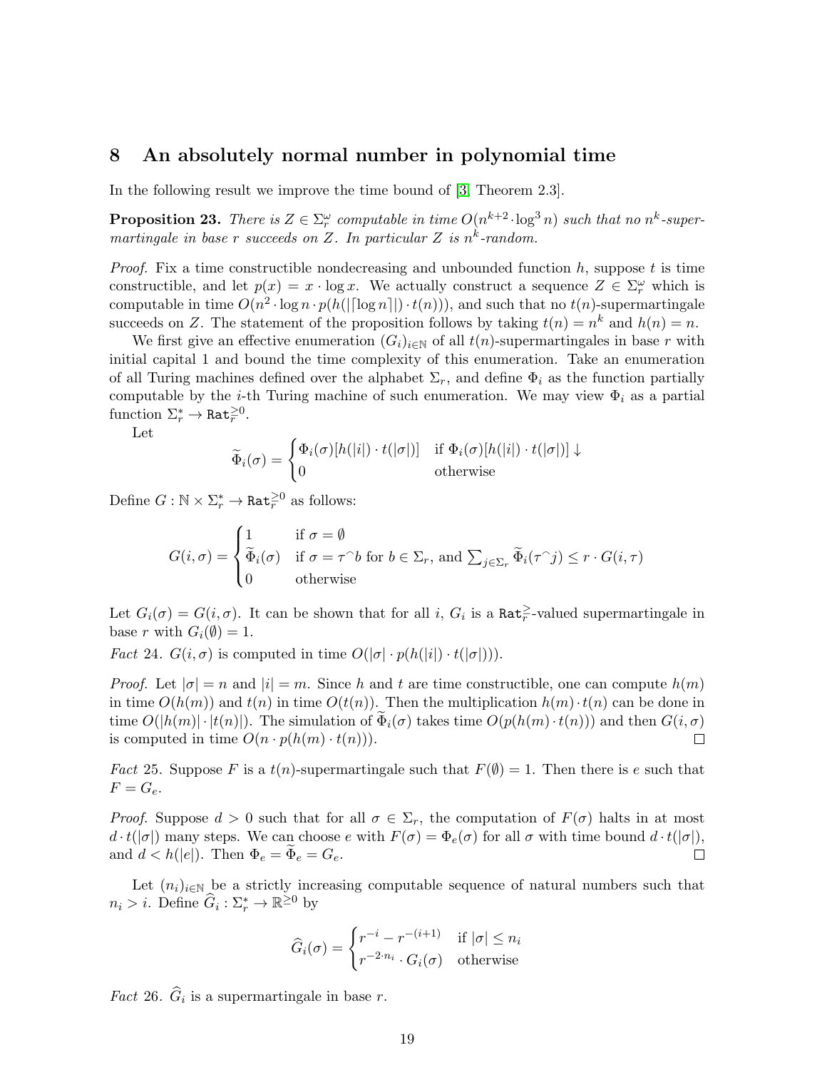## 8 An absolutely normal number in polynomial time

In the following result we improve the time bound of [3, Theorem 2.3].

**Proposition 23.** *There is $Z \in \Sigma_r^\omega$ computable in time $O(n^{k+2} \cdot \log^3 n)$ such that no $n^k$-supermartingale in base $r$ succeeds on $Z$. In particular $Z$ is $n^k$-random.*

*Proof.* Fix a time constructible nondecreasing and unbounded function $h$, suppose $t$ is time constructible, and let $p(x) = x \cdot \log x$. We actually construct a sequence $Z \in \Sigma_r^\omega$ which is computable in time $O(n^2 \cdot \log n \cdot p(h(|\lceil \log n \rceil|) \cdot t(n)))$, and such that no $t(n)$-supermartingale succeeds on $Z$. The statement of the proposition follows by taking $t(n) = n^k$ and $h(n) = n$.

We first give an effective enumeration $(G_i)_{i \in \mathbb{N}}$ of all $t(n)$-supermartingales in base $r$ with initial capital 1 and bound the time complexity of this enumeration. Take an enumeration of all Turing machines defined over the alphabet $\Sigma_r$, and define $\Phi_i$ as the function partially computable by the $i$-th Turing machine of such enumeration. We may view $\Phi_i$ as a partial function $\Sigma_r^* \to \mathtt{Rat}_r^{\geq 0}$.

Let

$$\widetilde{\Phi}_i(\sigma) = \begin{cases} \Phi_i(\sigma)[h(|i|) \cdot t(|\sigma|)] & \text{if } \Phi_i(\sigma)[h(|i|) \cdot t(|\sigma|)] \downarrow \\ 0 & \text{otherwise} \end{cases}$$

Define $G : \mathbb{N} \times \Sigma_r^* \to \mathtt{Rat}_r^{\geq 0}$ as follows:

$$G(i, \sigma) = \begin{cases} 1 & \text{if } \sigma = \emptyset \\ \widetilde{\Phi}_i(\sigma) & \text{if } \sigma = \tau^\frown b \text{ for } b \in \Sigma_r, \text{ and } \sum_{j \in \Sigma_r} \widetilde{\Phi}_i(\tau^\frown j) \leq r \cdot G(i, \tau) \\ 0 & \text{otherwise} \end{cases}$$

Let $G_i(\sigma) = G(i, \sigma)$. It can be shown that for all $i$, $G_i$ is a $\mathtt{Rat}_r^{\geq}$-valued supermartingale in base $r$ with $G_i(\emptyset) = 1$.

*Fact* 24. $G(i, \sigma)$ is computed in time $O(|\sigma| \cdot p(h(|i|) \cdot t(|\sigma|)))$.

*Proof.* Let $|\sigma| = n$ and $|i| = m$. Since $h$ and $t$ are time constructible, one can compute $h(m)$ in time $O(h(m))$ and $t(n)$ in time $O(t(n))$. Then the multiplication $h(m) \cdot t(n)$ can be done in time $O(|h(m)| \cdot |t(n)|)$. The simulation of $\widetilde{\Phi}_i(\sigma)$ takes time $O(p(h(m) \cdot t(n)))$ and then $G(i, \sigma)$ is computed in time $O(n \cdot p(h(m) \cdot t(n)))$. $\square$

*Fact* 25. Suppose $F$ is a $t(n)$-supermartingale such that $F(\emptyset) = 1$. Then there is $e$ such that $F = G_e$.

*Proof.* Suppose $d > 0$ such that for all $\sigma \in \Sigma_r$, the computation of $F(\sigma)$ halts in at most $d \cdot t(|\sigma|)$ many steps. We can choose $e$ with $F(\sigma) = \Phi_e(\sigma)$ for all $\sigma$ with time bound $d \cdot t(|\sigma|)$, and $d < h(|e|)$. Then $\Phi_e = \widetilde{\Phi}_e = G_e$. $\square$

Let $(n_i)_{i \in \mathbb{N}}$ be a strictly increasing computable sequence of natural numbers such that $n_i > i$. Define $\widehat{G}_i : \Sigma_r^* \to \mathbb{R}^{\geq 0}$ by

$$\widehat{G}_i(\sigma) = \begin{cases} r^{-i} - r^{-(i+1)} & \text{if } |\sigma| \leq n_i \\ r^{-2 \cdot n_i} \cdot G_i(\sigma) & \text{otherwise} \end{cases}$$

*Fact* 26. $\widehat{G}_i$ is a supermartingale in base $r$.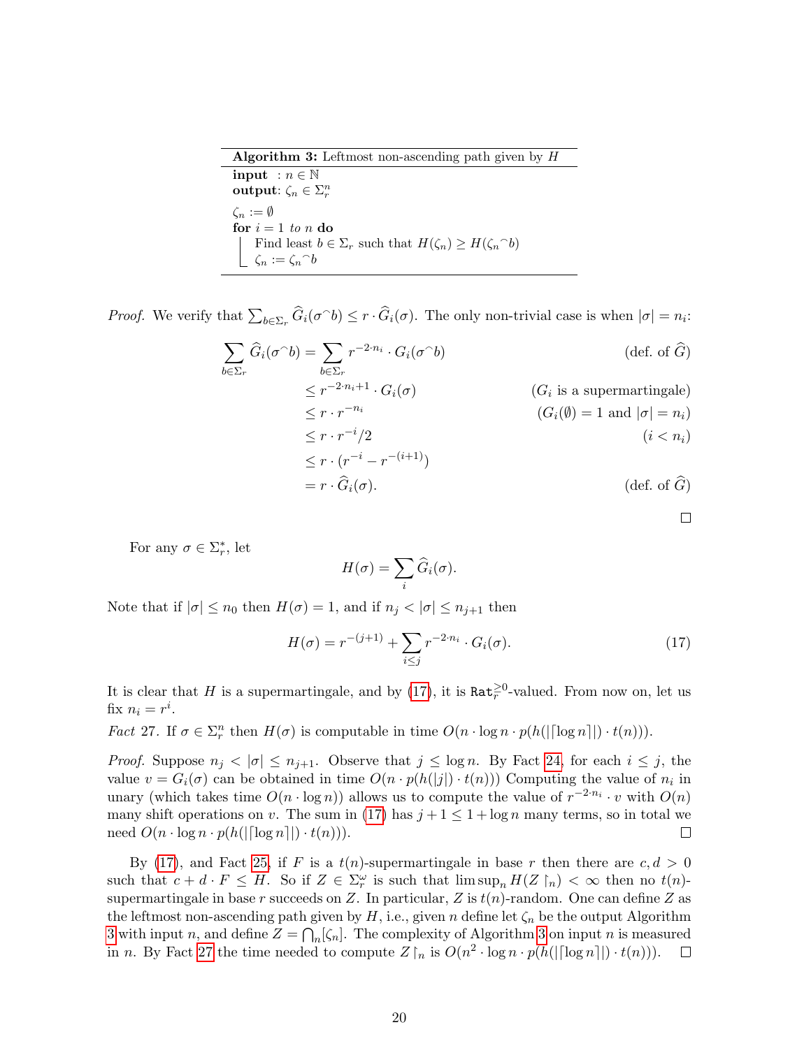**Algorithm 3:** Leftmost non-ascending path given by $H$

```
input  : n ∈ ℕ
output: ζ_n ∈ Σ_r^n
ζ_n := ∅
for i = 1 to n do
    Find least b ∈ Σ_r such that H(ζ_n) ≥ H(ζ_n⌢b)
    ζ_n := ζ_n⌢b
```

*Proof.* We verify that $\sum_{b\in\Sigma_r} \widehat{G}_i(\sigma^\frown b) \leq r \cdot \widehat{G}_i(\sigma)$. The only non-trivial case is when $|\sigma| = n_i$:

$$
\begin{aligned}
\sum_{b\in\Sigma_r} \widehat{G}_i(\sigma^\frown b) &= \sum_{b\in\Sigma_r} r^{-2\cdot n_i} \cdot G_i(\sigma^\frown b) && \text{(def. of } \widehat{G}) \\
&\leq r^{-2\cdot n_i+1} \cdot G_i(\sigma) && (G_i \text{ is a supermartingale}) \\
&\leq r \cdot r^{-n_i} && (G_i(\emptyset) = 1 \text{ and } |\sigma| = n_i) \\
&\leq r \cdot r^{-i}/2 && (i < n_i) \\
&\leq r \cdot (r^{-i} - r^{-(i+1)}) \\
&= r \cdot \widehat{G}_i(\sigma). && \text{(def. of } \widehat{G})
\end{aligned}
$$

□

For any $\sigma \in \Sigma_r^*$, let

$$H(\sigma) = \sum_i \widehat{G}_i(\sigma).$$

Note that if $|\sigma| \leq n_0$ then $H(\sigma) = 1$, and if $n_j < |\sigma| \leq n_{j+1}$ then

$$H(\sigma) = r^{-(j+1)} + \sum_{i\leq j} r^{-2\cdot n_i} \cdot G_i(\sigma). \tag{17}$$

It is clear that $H$ is a supermartingale, and by (17), it is $\mathtt{Rat}_r^{\geq 0}$-valued. From now on, let us fix $n_i = r^i$.

*Fact* 27. If $\sigma \in \Sigma_r^n$ then $H(\sigma)$ is computable in time $O(n \cdot \log n \cdot p(h(|\lceil \log n \rceil|) \cdot t(n)))$.

*Proof.* Suppose $n_j < |\sigma| \leq n_{j+1}$. Observe that $j \leq \log n$. By Fact 24, for each $i \leq j$, the value $v = G_i(\sigma)$ can be obtained in time $O(n \cdot p(h(|j|) \cdot t(n)))$ Computing the value of $n_i$ in unary (which takes time $O(n \cdot \log n)$) allows us to compute the value of $r^{-2\cdot n_i} \cdot v$ with $O(n)$ many shift operations on $v$. The sum in (17) has $j + 1 \leq 1 + \log n$ many terms, so in total we need $O(n \cdot \log n \cdot p(h(|\lceil \log n \rceil|) \cdot t(n)))$. □

By (17), and Fact 25, if $F$ is a $t(n)$-supermartingale in base $r$ then there are $c, d > 0$ such that $c + d \cdot F \leq H$. So if $Z \in \Sigma_r^\omega$ is such that $\limsup_n H(Z\restriction_n) < \infty$ then no $t(n)$-supermartingale in base $r$ succeeds on $Z$. In particular, $Z$ is $t(n)$-random. One can define $Z$ as the leftmost non-ascending path given by $H$, i.e., given $n$ define let $\zeta_n$ be the output Algorithm 3 with input $n$, and define $Z = \bigcap_n [\zeta_n]$. The complexity of Algorithm 3 on input $n$ is measured in $n$. By Fact 27 the time needed to compute $Z\restriction_n$ is $O(n^2 \cdot \log n \cdot p(h(|\lceil \log n \rceil|) \cdot t(n)))$. □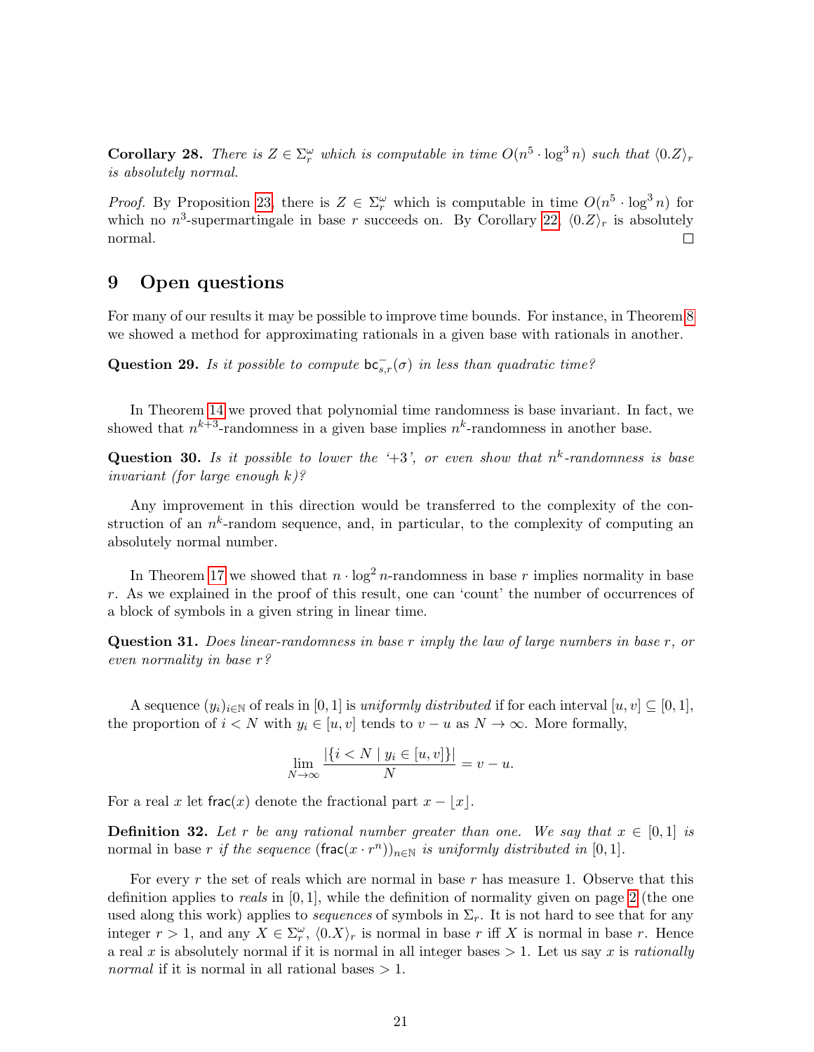**Corollary 28.** *There is $Z \in \Sigma_r^\omega$ which is computable in time $O(n^5 \cdot \log^3 n)$ such that $\langle 0.Z\rangle_r$ is absolutely normal.*

*Proof.* By Proposition 23, there is $Z \in \Sigma_r^\omega$ which is computable in time $O(n^5 \cdot \log^3 n)$ for which no $n^3$-supermartingale in base $r$ succeeds on. By Corollary 22, $\langle 0.Z\rangle_r$ is absolutely normal. □

## 9 Open questions

For many of our results it may be possible to improve time bounds. For instance, in Theorem 8 we showed a method for approximating rationals in a given base with rationals in another.

**Question 29.** *Is it possible to compute $\mathsf{bc}^-_{s,r}(\sigma)$ in less than quadratic time?*

In Theorem 14 we proved that polynomial time randomness is base invariant. In fact, we showed that $n^{k+3}$-randomness in a given base implies $n^k$-randomness in another base.

**Question 30.** *Is it possible to lower the '+3', or even show that $n^k$-randomness is base invariant (for large enough $k$)?*

Any improvement in this direction would be transferred to the complexity of the construction of an $n^k$-random sequence, and, in particular, to the complexity of computing an absolutely normal number.

In Theorem 17 we showed that $n \cdot \log^2 n$-randomness in base $r$ implies normality in base $r$. As we explained in the proof of this result, one can 'count' the number of occurrences of a block of symbols in a given string in linear time.

**Question 31.** *Does linear-randomness in base $r$ imply the law of large numbers in base $r$, or even normality in base $r$?*

A sequence $(y_i)_{i\in\mathbb{N}}$ of reals in $[0,1]$ is *uniformly distributed* if for each interval $[u,v] \subseteq [0,1]$, the proportion of $i < N$ with $y_i \in [u,v]$ tends to $v-u$ as $N \to \infty$. More formally,

$$\lim_{N\to\infty} \frac{|\{i < N \mid y_i \in [u,v]\}|}{N} = v - u.$$

For a real $x$ let $\mathsf{frac}(x)$ denote the fractional part $x - \lfloor x \rfloor$.

**Definition 32.** *Let $r$ be any rational number greater than one. We say that $x \in [0,1]$ is* normal in base $r$ *if the sequence $(\mathsf{frac}(x \cdot r^n))_{n\in\mathbb{N}}$ is uniformly distributed in $[0,1]$.*

For every $r$ the set of reals which are normal in base $r$ has measure 1. Observe that this definition applies to *reals* in $[0,1]$, while the definition of normality given on page 2 (the one used along this work) applies to *sequences* of symbols in $\Sigma_r$. It is not hard to see that for any integer $r > 1$, and any $X \in \Sigma_r^\omega$, $\langle 0.X\rangle_r$ is normal in base $r$ iff $X$ is normal in base $r$. Hence a real $x$ is absolutely normal if it is normal in all integer bases $> 1$. Let us say $x$ is *rationally normal* if it is normal in all rational bases $> 1$.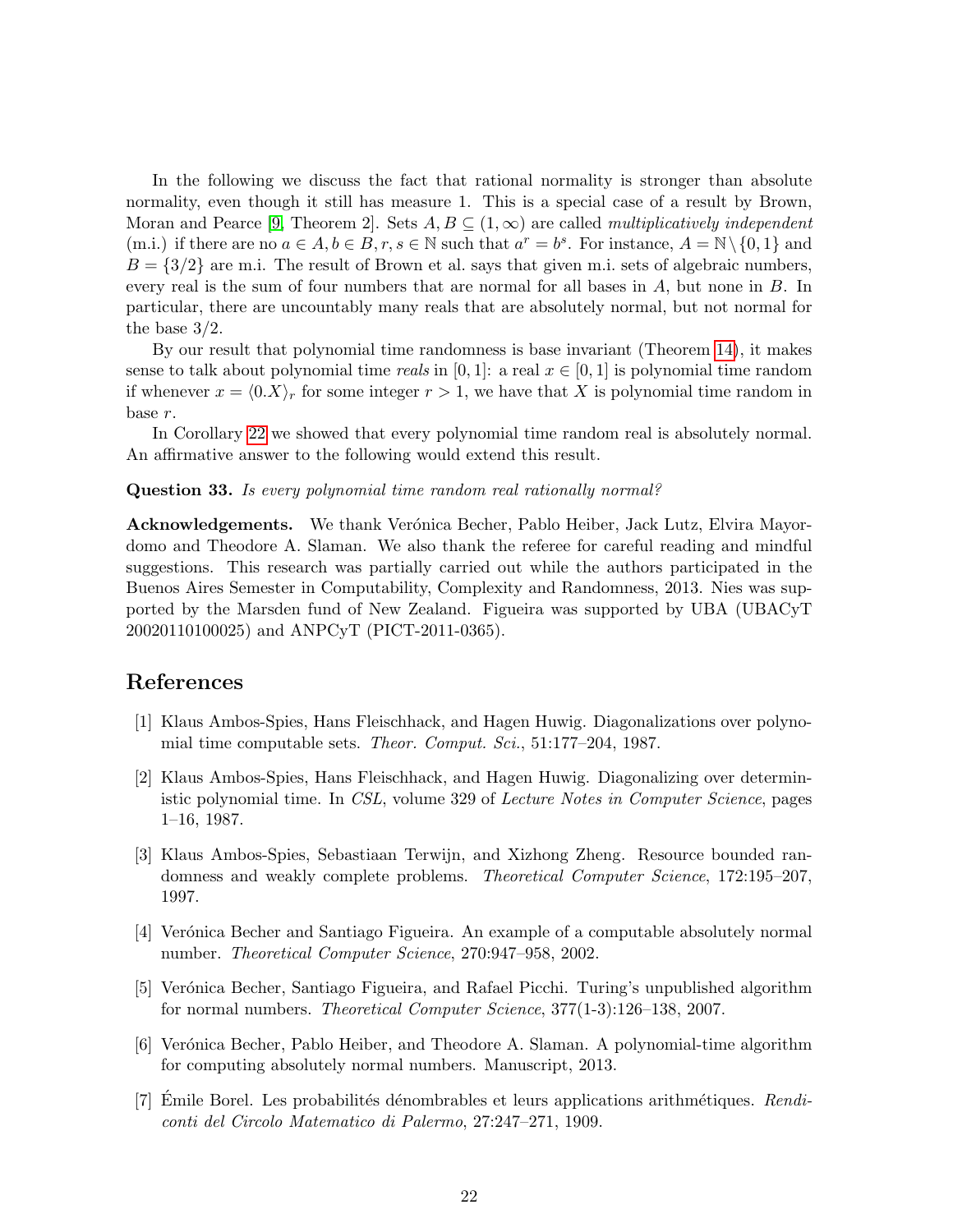In the following we discuss the fact that rational normality is stronger than absolute normality, even though it still has measure 1. This is a special case of a result by Brown, Moran and Pearce [9, Theorem 2]. Sets $A, B \subseteq (1, \infty)$ are called *multiplicatively independent* (m.i.) if there are no $a \in A, b \in B, r, s \in \mathbb{N}$ such that $a^r = b^s$. For instance, $A = \mathbb{N} \setminus \{0, 1\}$ and $B = \{3/2\}$ are m.i. The result of Brown et al. says that given m.i. sets of algebraic numbers, every real is the sum of four numbers that are normal for all bases in $A$, but none in $B$. In particular, there are uncountably many reals that are absolutely normal, but not normal for the base $3/2$.

By our result that polynomial time randomness is base invariant (Theorem 14), it makes sense to talk about polynomial time *reals* in $[0, 1]$: a real $x \in [0, 1]$ is polynomial time random if whenever $x = \langle 0.X \rangle_r$ for some integer $r > 1$, we have that $X$ is polynomial time random in base $r$.

In Corollary 22 we showed that every polynomial time random real is absolutely normal. An affirmative answer to the following would extend this result.

**Question 33.** *Is every polynomial time random real rationally normal?*

**Acknowledgements.** We thank Verónica Becher, Pablo Heiber, Jack Lutz, Elvira Mayordomo and Theodore A. Slaman. We also thank the referee for careful reading and mindful suggestions. This research was partially carried out while the authors participated in the Buenos Aires Semester in Computability, Complexity and Randomness, 2013. Nies was supported by the Marsden fund of New Zealand. Figueira was supported by UBA (UBACyT 20020110100025) and ANPCyT (PICT-2011-0365).

## References

[1] Klaus Ambos-Spies, Hans Fleischhack, and Hagen Huwig. Diagonalizations over polynomial time computable sets. *Theor. Comput. Sci.*, 51:177–204, 1987.

[2] Klaus Ambos-Spies, Hans Fleischhack, and Hagen Huwig. Diagonalizing over deterministic polynomial time. In *CSL*, volume 329 of *Lecture Notes in Computer Science*, pages 1–16, 1987.

[3] Klaus Ambos-Spies, Sebastiaan Terwijn, and Xizhong Zheng. Resource bounded randomness and weakly complete problems. *Theoretical Computer Science*, 172:195–207, 1997.

[4] Verónica Becher and Santiago Figueira. An example of a computable absolutely normal number. *Theoretical Computer Science*, 270:947–958, 2002.

[5] Verónica Becher, Santiago Figueira, and Rafael Picchi. Turing's unpublished algorithm for normal numbers. *Theoretical Computer Science*, 377(1-3):126–138, 2007.

[6] Verónica Becher, Pablo Heiber, and Theodore A. Slaman. A polynomial-time algorithm for computing absolutely normal numbers. Manuscript, 2013.

[7] Émile Borel. Les probabilités dénombrables et leurs applications arithmétiques. *Rendiconti del Circolo Matematico di Palermo*, 27:247–271, 1909.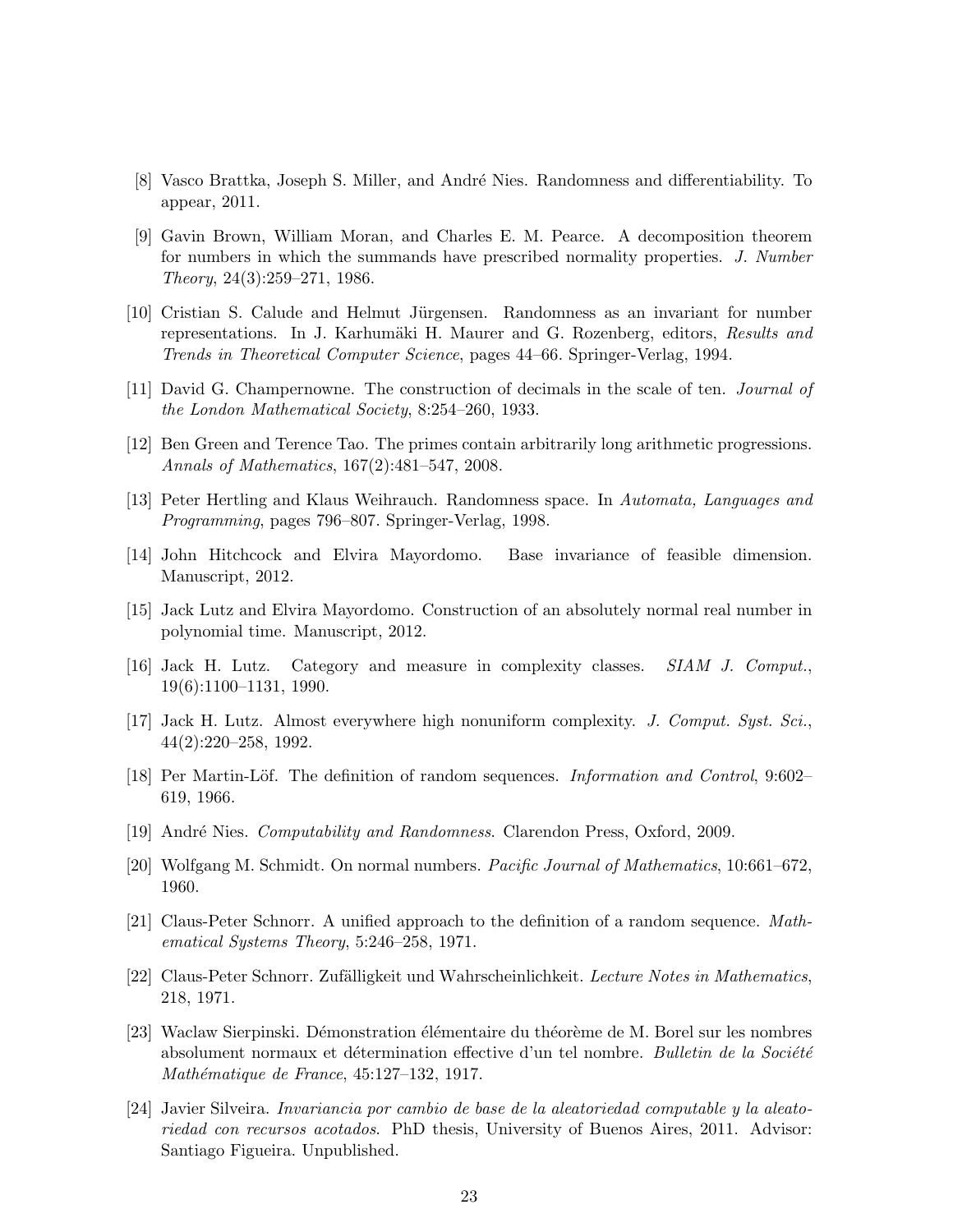[8] Vasco Brattka, Joseph S. Miller, and André Nies. Randomness and differentiability. To appear, 2011.

[9] Gavin Brown, William Moran, and Charles E. M. Pearce. A decomposition theorem for numbers in which the summands have prescribed normality properties. *J. Number Theory*, 24(3):259–271, 1986.

[10] Cristian S. Calude and Helmut Jürgensen. Randomness as an invariant for number representations. In J. Karhumäki H. Maurer and G. Rozenberg, editors, *Results and Trends in Theoretical Computer Science*, pages 44–66. Springer-Verlag, 1994.

[11] David G. Champernowne. The construction of decimals in the scale of ten. *Journal of the London Mathematical Society*, 8:254–260, 1933.

[12] Ben Green and Terence Tao. The primes contain arbitrarily long arithmetic progressions. *Annals of Mathematics*, 167(2):481–547, 2008.

[13] Peter Hertling and Klaus Weihrauch. Randomness space. In *Automata, Languages and Programming*, pages 796–807. Springer-Verlag, 1998.

[14] John Hitchcock and Elvira Mayordomo. Base invariance of feasible dimension. Manuscript, 2012.

[15] Jack Lutz and Elvira Mayordomo. Construction of an absolutely normal real number in polynomial time. Manuscript, 2012.

[16] Jack H. Lutz. Category and measure in complexity classes. *SIAM J. Comput.*, 19(6):1100–1131, 1990.

[17] Jack H. Lutz. Almost everywhere high nonuniform complexity. *J. Comput. Syst. Sci.*, 44(2):220–258, 1992.

[18] Per Martin-Löf. The definition of random sequences. *Information and Control*, 9:602–619, 1966.

[19] André Nies. *Computability and Randomness*. Clarendon Press, Oxford, 2009.

[20] Wolfgang M. Schmidt. On normal numbers. *Pacific Journal of Mathematics*, 10:661–672, 1960.

[21] Claus-Peter Schnorr. A unified approach to the definition of a random sequence. *Mathematical Systems Theory*, 5:246–258, 1971.

[22] Claus-Peter Schnorr. Zufälligkeit und Wahrscheinlichkeit. *Lecture Notes in Mathematics*, 218, 1971.

[23] Waclaw Sierpinski. Démonstration élémentaire du théorème de M. Borel sur les nombres absolument normaux et détermination effective d'un tel nombre. *Bulletin de la Société Mathématique de France*, 45:127–132, 1917.

[24] Javier Silveira. *Invariancia por cambio de base de la aleatoriedad computable y la aleatoriedad con recursos acotados*. PhD thesis, University of Buenos Aires, 2011. Advisor: Santiago Figueira. Unpublished.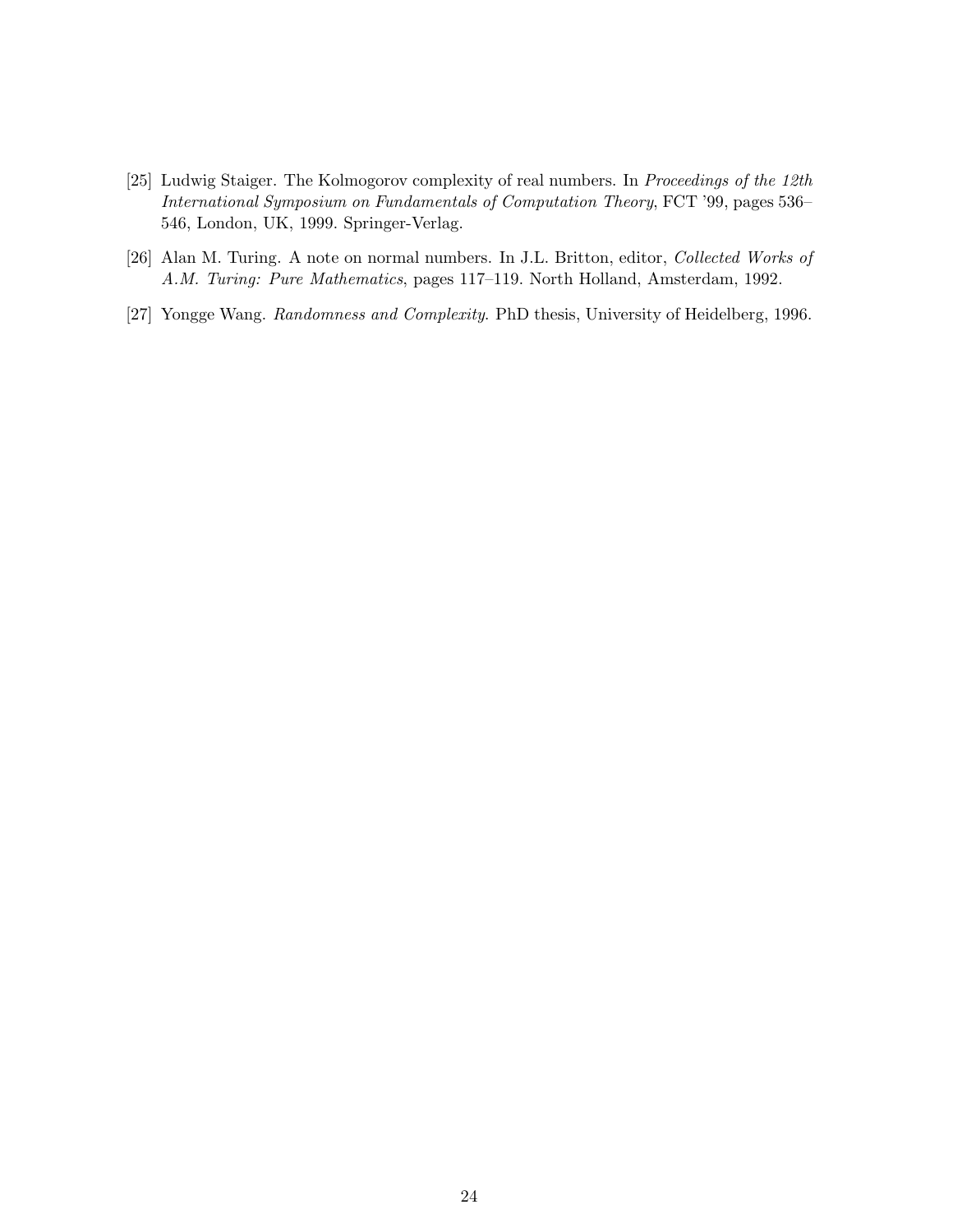[25] Ludwig Staiger. The Kolmogorov complexity of real numbers. In *Proceedings of the 12th International Symposium on Fundamentals of Computation Theory*, FCT '99, pages 536–546, London, UK, 1999. Springer-Verlag.

[26] Alan M. Turing. A note on normal numbers. In J.L. Britton, editor, *Collected Works of A.M. Turing: Pure Mathematics*, pages 117–119. North Holland, Amsterdam, 1992.

[27] Yongge Wang. *Randomness and Complexity*. PhD thesis, University of Heidelberg, 1996.